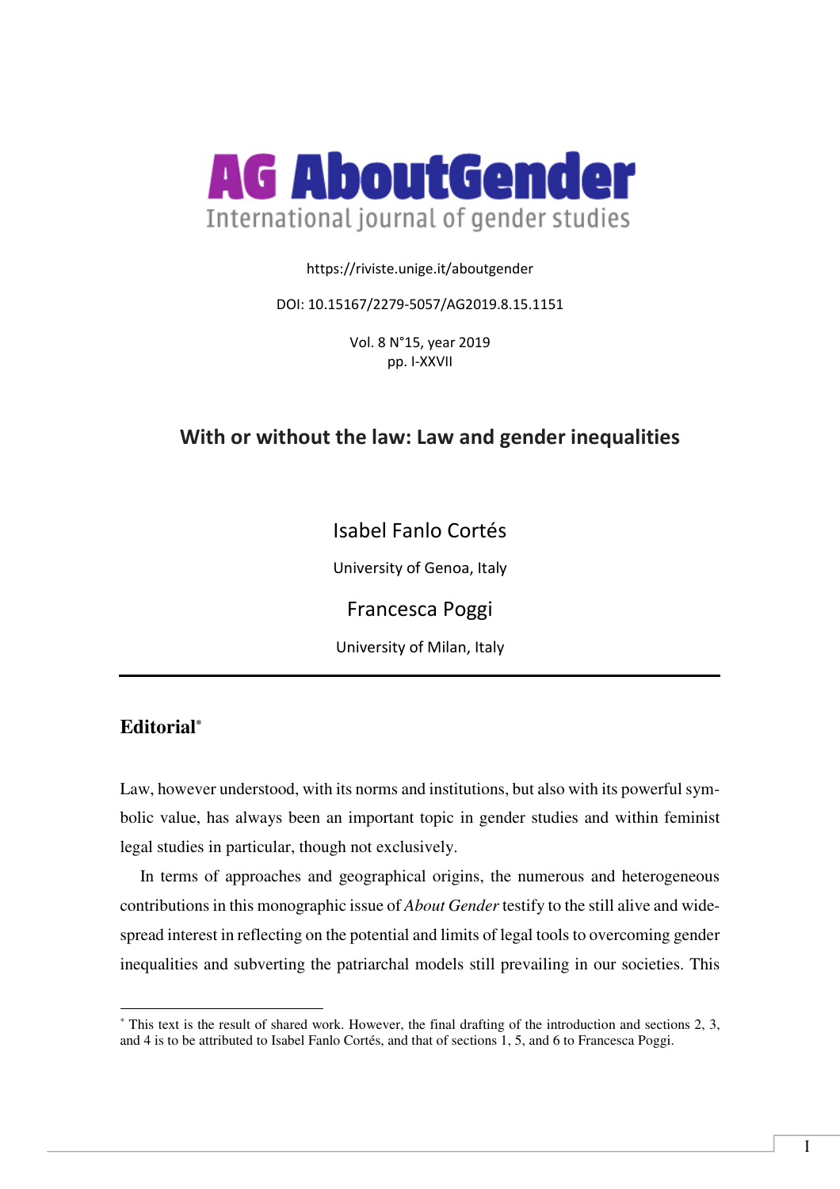AG AboutGender

International journal of gender studies

https://riviste.unige.it/aboutgender

DOI: 10.15167/2279-5057/AG2019.8.15.1151

Vol. 8 N°15, year 2019
pp. I-XXVII

# With or without the law: Law and gender inequalities

Isabel Fanlo Cortés

University of Genoa, Italy

Francesca Poggi

University of Milan, Italy

---

## Editorial[*]

Law, however understood, with its norms and institutions, but also with its powerful symbolic value, has always been an important topic in gender studies and within feminist legal studies in particular, though not exclusively.

In terms of approaches and geographical origins, the numerous and heterogeneous contributions in this monographic issue of *About Gender* testify to the still alive and widespread interest in reflecting on the potential and limits of legal tools to overcoming gender inequalities and subverting the patriarchal models still prevailing in our societies. This

[*] This text is the result of shared work. However, the final drafting of the introduction and sections 2, 3, and 4 is to be attributed to Isabel Fanlo Cortés, and that of sections 1, 5, and 6 to Francesca Poggi.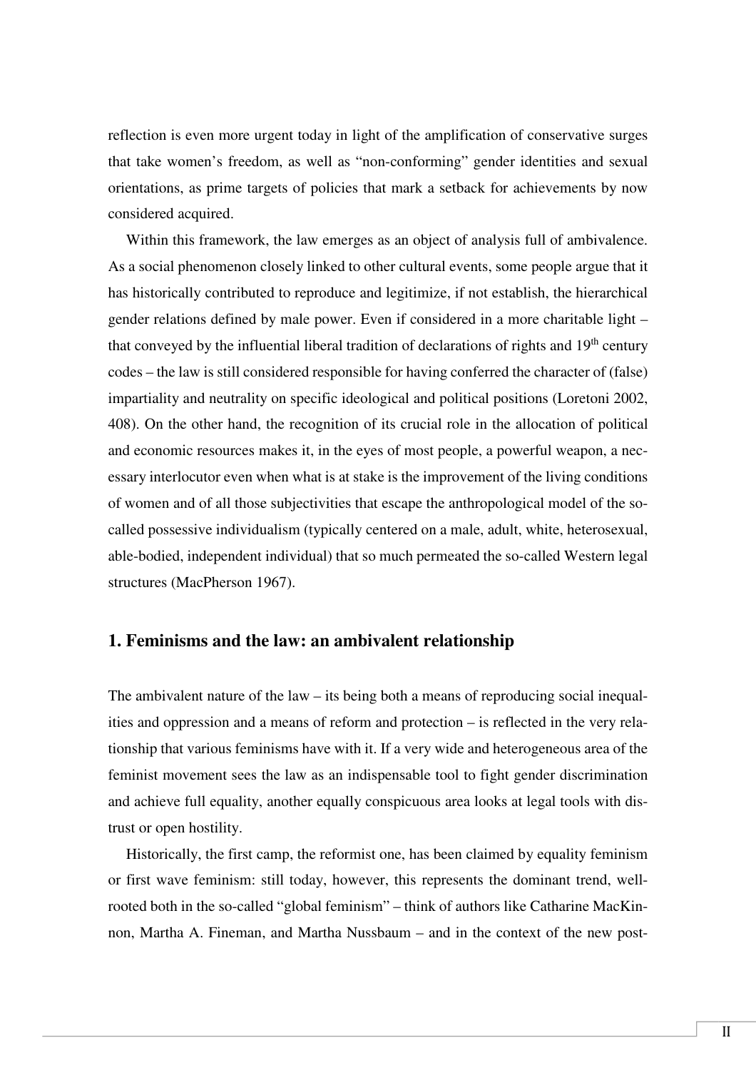reflection is even more urgent today in light of the amplification of conservative surges that take women's freedom, as well as "non-conforming" gender identities and sexual orientations, as prime targets of policies that mark a setback for achievements by now considered acquired.

Within this framework, the law emerges as an object of analysis full of ambivalence. As a social phenomenon closely linked to other cultural events, some people argue that it has historically contributed to reproduce and legitimize, if not establish, the hierarchical gender relations defined by male power. Even if considered in a more charitable light – that conveyed by the influential liberal tradition of declarations of rights and 19th century codes – the law is still considered responsible for having conferred the character of (false) impartiality and neutrality on specific ideological and political positions (Loretoni 2002, 408). On the other hand, the recognition of its crucial role in the allocation of political and economic resources makes it, in the eyes of most people, a powerful weapon, a necessary interlocutor even when what is at stake is the improvement of the living conditions of women and of all those subjectivities that escape the anthropological model of the so-called possessive individualism (typically centered on a male, adult, white, heterosexual, able-bodied, independent individual) that so much permeated the so-called Western legal structures (MacPherson 1967).

## 1. Feminisms and the law: an ambivalent relationship

The ambivalent nature of the law – its being both a means of reproducing social inequalities and oppression and a means of reform and protection – is reflected in the very relationship that various feminisms have with it. If a very wide and heterogeneous area of the feminist movement sees the law as an indispensable tool to fight gender discrimination and achieve full equality, another equally conspicuous area looks at legal tools with distrust or open hostility.

Historically, the first camp, the reformist one, has been claimed by equality feminism or first wave feminism: still today, however, this represents the dominant trend, well-rooted both in the so-called "global feminism" – think of authors like Catharine MacKinnon, Martha A. Fineman, and Martha Nussbaum – and in the context of the new post-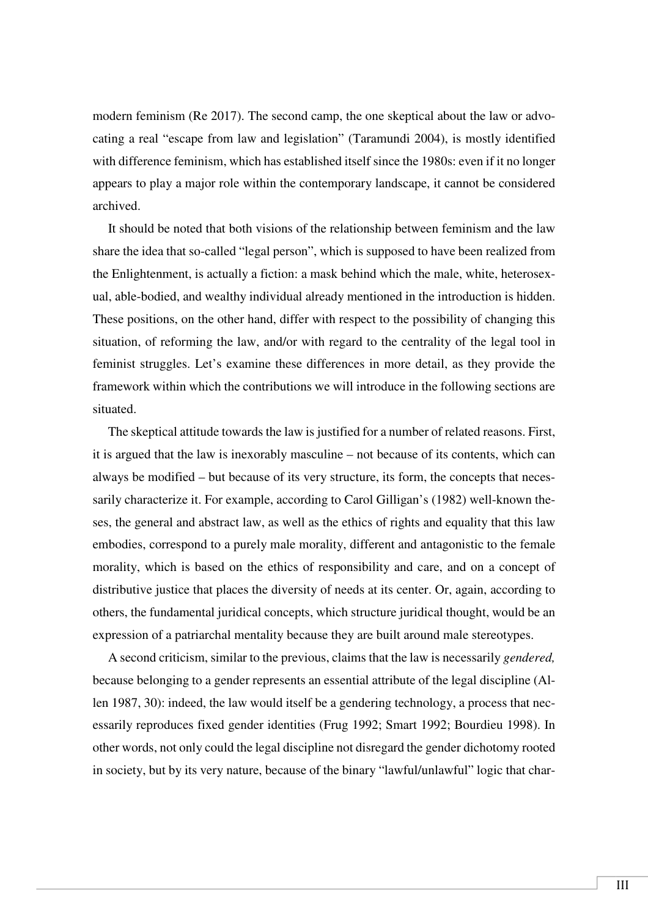modern feminism (Re 2017). The second camp, the one skeptical about the law or advocating a real "escape from law and legislation" (Taramundi 2004), is mostly identified with difference feminism, which has established itself since the 1980s: even if it no longer appears to play a major role within the contemporary landscape, it cannot be considered archived.

It should be noted that both visions of the relationship between feminism and the law share the idea that so-called "legal person", which is supposed to have been realized from the Enlightenment, is actually a fiction: a mask behind which the male, white, heterosexual, able-bodied, and wealthy individual already mentioned in the introduction is hidden. These positions, on the other hand, differ with respect to the possibility of changing this situation, of reforming the law, and/or with regard to the centrality of the legal tool in feminist struggles. Let's examine these differences in more detail, as they provide the framework within which the contributions we will introduce in the following sections are situated.

The skeptical attitude towards the law is justified for a number of related reasons. First, it is argued that the law is inexorably masculine – not because of its contents, which can always be modified – but because of its very structure, its form, the concepts that necessarily characterize it. For example, according to Carol Gilligan's (1982) well-known theses, the general and abstract law, as well as the ethics of rights and equality that this law embodies, correspond to a purely male morality, different and antagonistic to the female morality, which is based on the ethics of responsibility and care, and on a concept of distributive justice that places the diversity of needs at its center. Or, again, according to others, the fundamental juridical concepts, which structure juridical thought, would be an expression of a patriarchal mentality because they are built around male stereotypes.

A second criticism, similar to the previous, claims that the law is necessarily *gendered,* because belonging to a gender represents an essential attribute of the legal discipline (Allen 1987, 30): indeed, the law would itself be a gendering technology, a process that necessarily reproduces fixed gender identities (Frug 1992; Smart 1992; Bourdieu 1998). In other words, not only could the legal discipline not disregard the gender dichotomy rooted in society, but by its very nature, because of the binary "lawful/unlawful" logic that char-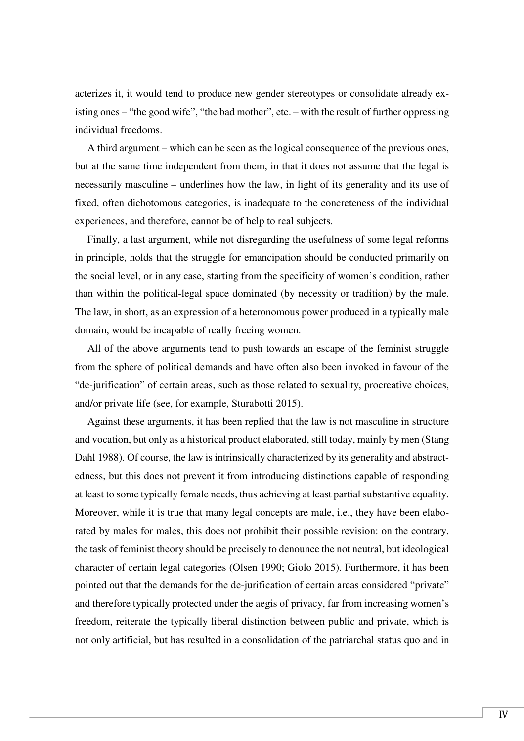acterizes it, it would tend to produce new gender stereotypes or consolidate already existing ones – "the good wife", "the bad mother", etc. – with the result of further oppressing individual freedoms.

A third argument – which can be seen as the logical consequence of the previous ones, but at the same time independent from them, in that it does not assume that the legal is necessarily masculine – underlines how the law, in light of its generality and its use of fixed, often dichotomous categories, is inadequate to the concreteness of the individual experiences, and therefore, cannot be of help to real subjects.

Finally, a last argument, while not disregarding the usefulness of some legal reforms in principle, holds that the struggle for emancipation should be conducted primarily on the social level, or in any case, starting from the specificity of women's condition, rather than within the political-legal space dominated (by necessity or tradition) by the male. The law, in short, as an expression of a heteronomous power produced in a typically male domain, would be incapable of really freeing women.

All of the above arguments tend to push towards an escape of the feminist struggle from the sphere of political demands and have often also been invoked in favour of the "de-jurification" of certain areas, such as those related to sexuality, procreative choices, and/or private life (see, for example, Sturabotti 2015).

Against these arguments, it has been replied that the law is not masculine in structure and vocation, but only as a historical product elaborated, still today, mainly by men (Stang Dahl 1988). Of course, the law is intrinsically characterized by its generality and abstractedness, but this does not prevent it from introducing distinctions capable of responding at least to some typically female needs, thus achieving at least partial substantive equality. Moreover, while it is true that many legal concepts are male, i.e., they have been elaborated by males for males, this does not prohibit their possible revision: on the contrary, the task of feminist theory should be precisely to denounce the not neutral, but ideological character of certain legal categories (Olsen 1990; Giolo 2015). Furthermore, it has been pointed out that the demands for the de-jurification of certain areas considered "private" and therefore typically protected under the aegis of privacy, far from increasing women's freedom, reiterate the typically liberal distinction between public and private, which is not only artificial, but has resulted in a consolidation of the patriarchal status quo and in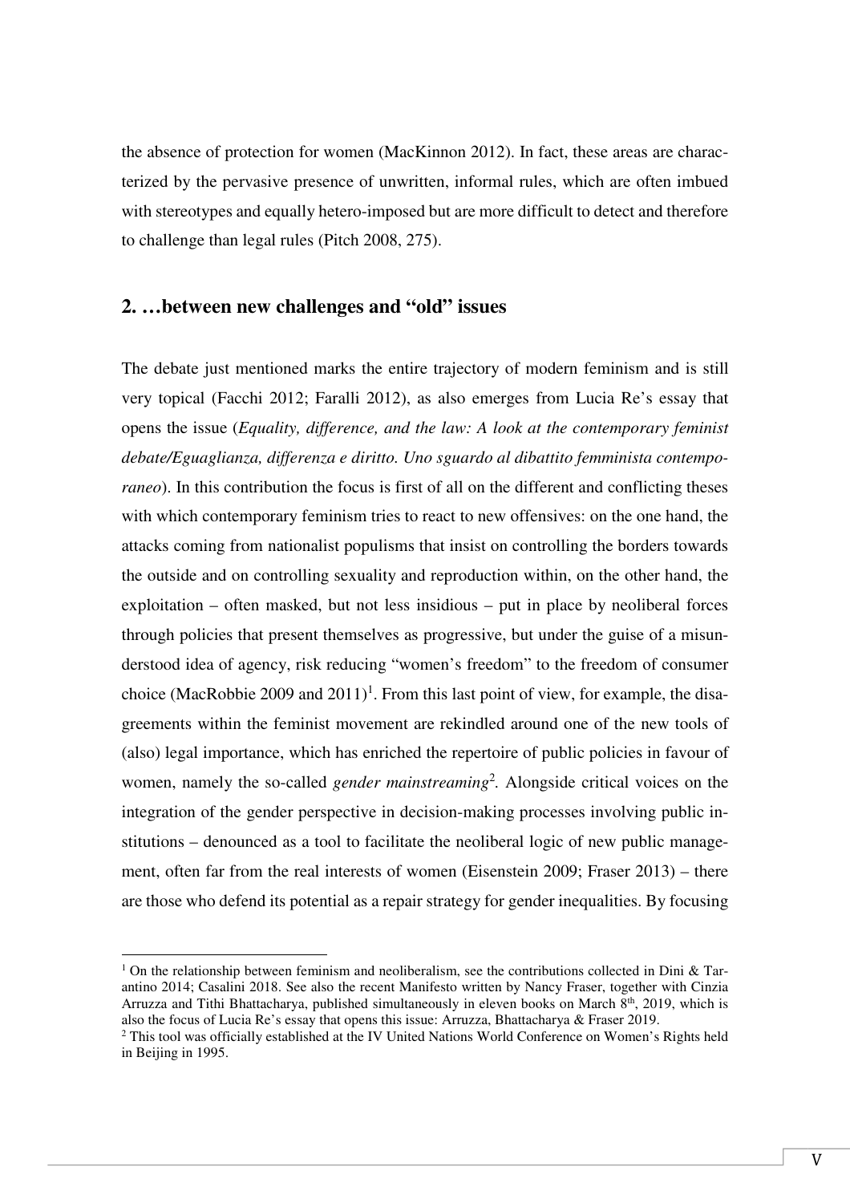the absence of protection for women (MacKinnon 2012). In fact, these areas are characterized by the pervasive presence of unwritten, informal rules, which are often imbued with stereotypes and equally hetero-imposed but are more difficult to detect and therefore to challenge than legal rules (Pitch 2008, 275).

## 2. …between new challenges and "old" issues

The debate just mentioned marks the entire trajectory of modern feminism and is still very topical (Facchi 2012; Faralli 2012), as also emerges from Lucia Re's essay that opens the issue (*Equality, difference, and the law: A look at the contemporary feminist debate/Eguaglianza, differenza e diritto. Uno sguardo al dibattito femminista contemporaneo*). In this contribution the focus is first of all on the different and conflicting theses with which contemporary feminism tries to react to new offensives: on the one hand, the attacks coming from nationalist populisms that insist on controlling the borders towards the outside and on controlling sexuality and reproduction within, on the other hand, the exploitation – often masked, but not less insidious – put in place by neoliberal forces through policies that present themselves as progressive, but under the guise of a misunderstood idea of agency, risk reducing "women's freedom" to the freedom of consumer choice (MacRobbie 2009 and 2011)[1]. From this last point of view, for example, the disagreements within the feminist movement are rekindled around one of the new tools of (also) legal importance, which has enriched the repertoire of public policies in favour of women, namely the so-called *gender mainstreaming*[2]. Alongside critical voices on the integration of the gender perspective in decision-making processes involving public institutions – denounced as a tool to facilitate the neoliberal logic of new public management, often far from the real interests of women (Eisenstein 2009; Fraser 2013) – there are those who defend its potential as a repair strategy for gender inequalities. By focusing

[1] On the relationship between feminism and neoliberalism, see the contributions collected in Dini & Tarantino 2014; Casalini 2018. See also the recent Manifesto written by Nancy Fraser, together with Cinzia Arruzza and Tithi Bhattacharya, published simultaneously in eleven books on March 8th, 2019, which is also the focus of Lucia Re's essay that opens this issue: Arruzza, Bhattacharya & Fraser 2019.

[2] This tool was officially established at the IV United Nations World Conference on Women's Rights held in Beijing in 1995.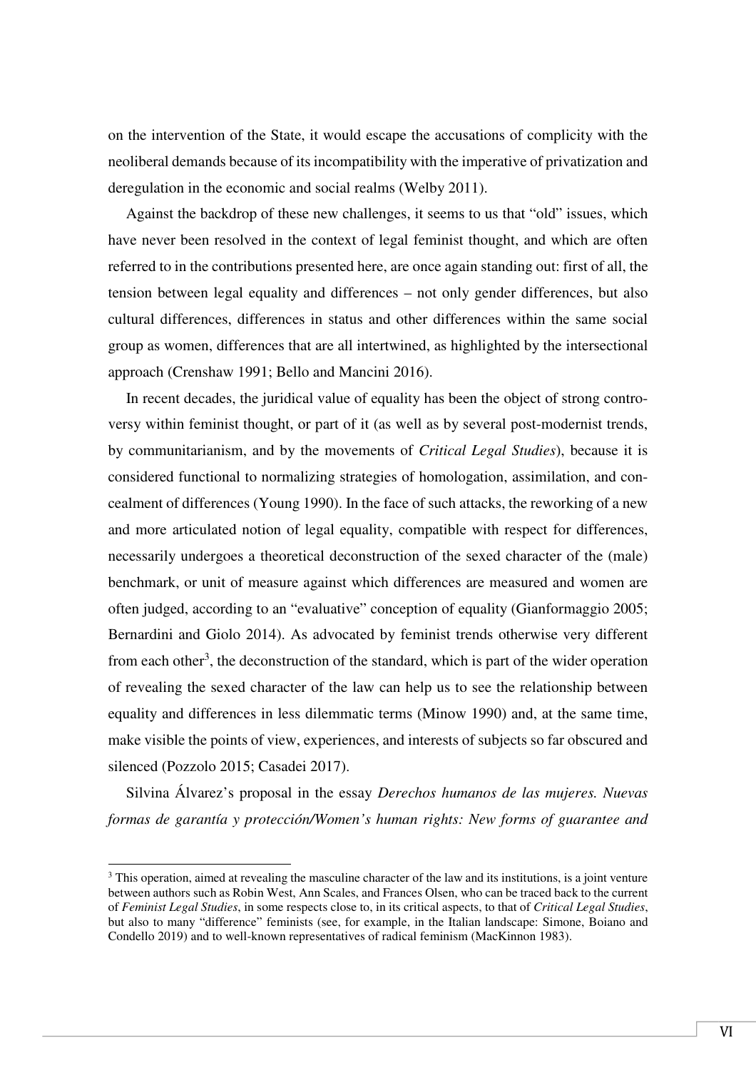on the intervention of the State, it would escape the accusations of complicity with the neoliberal demands because of its incompatibility with the imperative of privatization and deregulation in the economic and social realms (Welby 2011).

Against the backdrop of these new challenges, it seems to us that "old" issues, which have never been resolved in the context of legal feminist thought, and which are often referred to in the contributions presented here, are once again standing out: first of all, the tension between legal equality and differences – not only gender differences, but also cultural differences, differences in status and other differences within the same social group as women, differences that are all intertwined, as highlighted by the intersectional approach (Crenshaw 1991; Bello and Mancini 2016).

In recent decades, the juridical value of equality has been the object of strong controversy within feminist thought, or part of it (as well as by several post-modernist trends, by communitarianism, and by the movements of *Critical Legal Studies*), because it is considered functional to normalizing strategies of homologation, assimilation, and concealment of differences (Young 1990). In the face of such attacks, the reworking of a new and more articulated notion of legal equality, compatible with respect for differences, necessarily undergoes a theoretical deconstruction of the sexed character of the (male) benchmark, or unit of measure against which differences are measured and women are often judged, according to an "evaluative" conception of equality (Gianformaggio 2005; Bernardini and Giolo 2014). As advocated by feminist trends otherwise very different from each other[3], the deconstruction of the standard, which is part of the wider operation of revealing the sexed character of the law can help us to see the relationship between equality and differences in less dilemmatic terms (Minow 1990) and, at the same time, make visible the points of view, experiences, and interests of subjects so far obscured and silenced (Pozzolo 2015; Casadei 2017).

Silvina Álvarez's proposal in the essay *Derechos humanos de las mujeres. Nuevas formas de garantía y protección/Women's human rights: New forms of guarantee and*

[3] This operation, aimed at revealing the masculine character of the law and its institutions, is a joint venture between authors such as Robin West, Ann Scales, and Frances Olsen, who can be traced back to the current of *Feminist Legal Studies*, in some respects close to, in its critical aspects, to that of *Critical Legal Studies*, but also to many "difference" feminists (see, for example, in the Italian landscape: Simone, Boiano and Condello 2019) and to well-known representatives of radical feminism (MacKinnon 1983).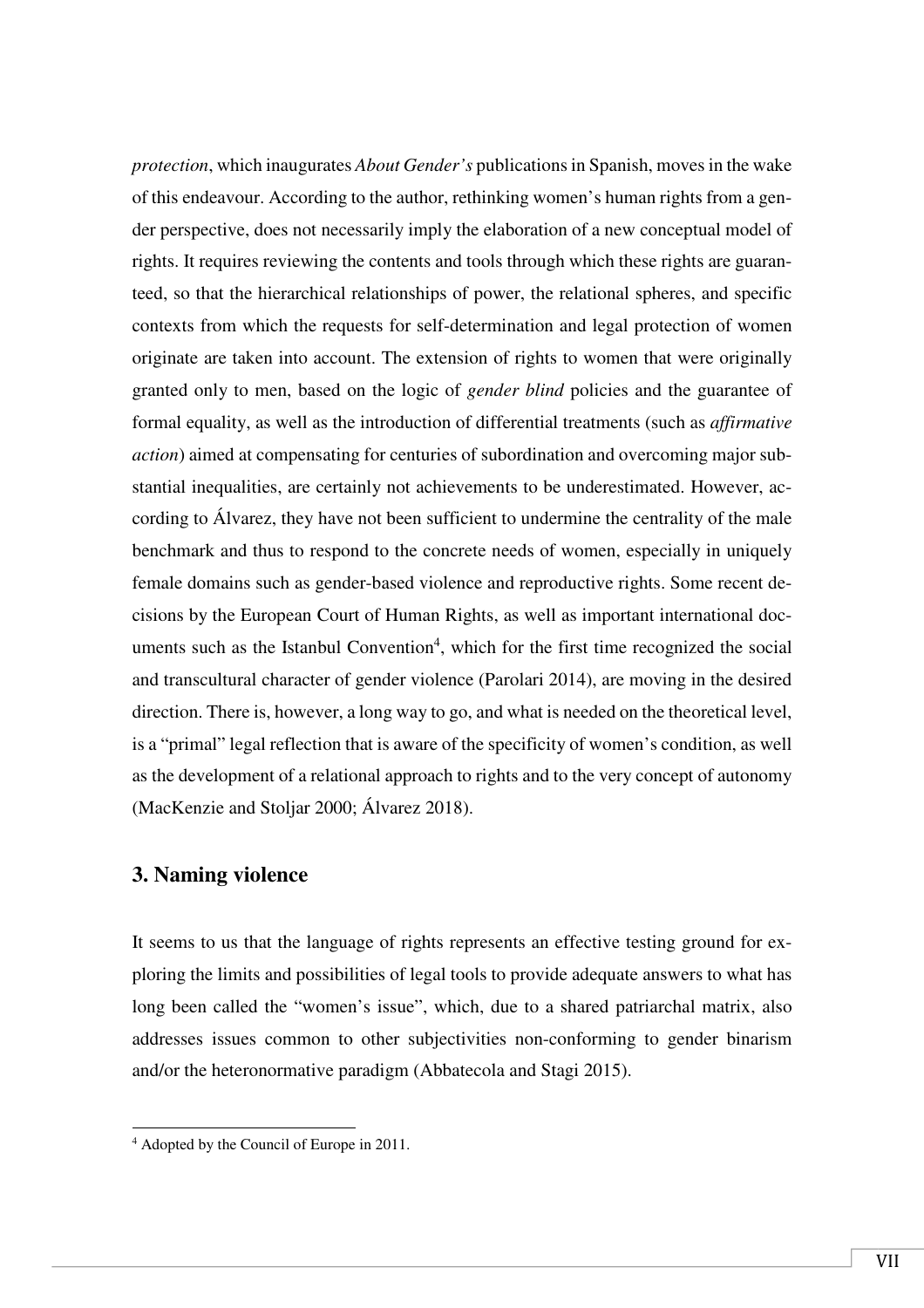*protection*, which inaugurates *About Gender's* publications in Spanish, moves in the wake of this endeavour. According to the author, rethinking women's human rights from a gender perspective, does not necessarily imply the elaboration of a new conceptual model of rights. It requires reviewing the contents and tools through which these rights are guaranteed, so that the hierarchical relationships of power, the relational spheres, and specific contexts from which the requests for self-determination and legal protection of women originate are taken into account. The extension of rights to women that were originally granted only to men, based on the logic of *gender blind* policies and the guarantee of formal equality, as well as the introduction of differential treatments (such as *affirmative action*) aimed at compensating for centuries of subordination and overcoming major substantial inequalities, are certainly not achievements to be underestimated. However, according to Álvarez, they have not been sufficient to undermine the centrality of the male benchmark and thus to respond to the concrete needs of women, especially in uniquely female domains such as gender-based violence and reproductive rights. Some recent decisions by the European Court of Human Rights, as well as important international documents such as the Istanbul Convention[4], which for the first time recognized the social and transcultural character of gender violence (Parolari 2014), are moving in the desired direction. There is, however, a long way to go, and what is needed on the theoretical level, is a "primal" legal reflection that is aware of the specificity of women's condition, as well as the development of a relational approach to rights and to the very concept of autonomy (MacKenzie and Stoljar 2000; Álvarez 2018).

## 3. Naming violence

It seems to us that the language of rights represents an effective testing ground for exploring the limits and possibilities of legal tools to provide adequate answers to what has long been called the "women's issue", which, due to a shared patriarchal matrix, also addresses issues common to other subjectivities non-conforming to gender binarism and/or the heteronormative paradigm (Abbatecola and Stagi 2015).

[4] Adopted by the Council of Europe in 2011.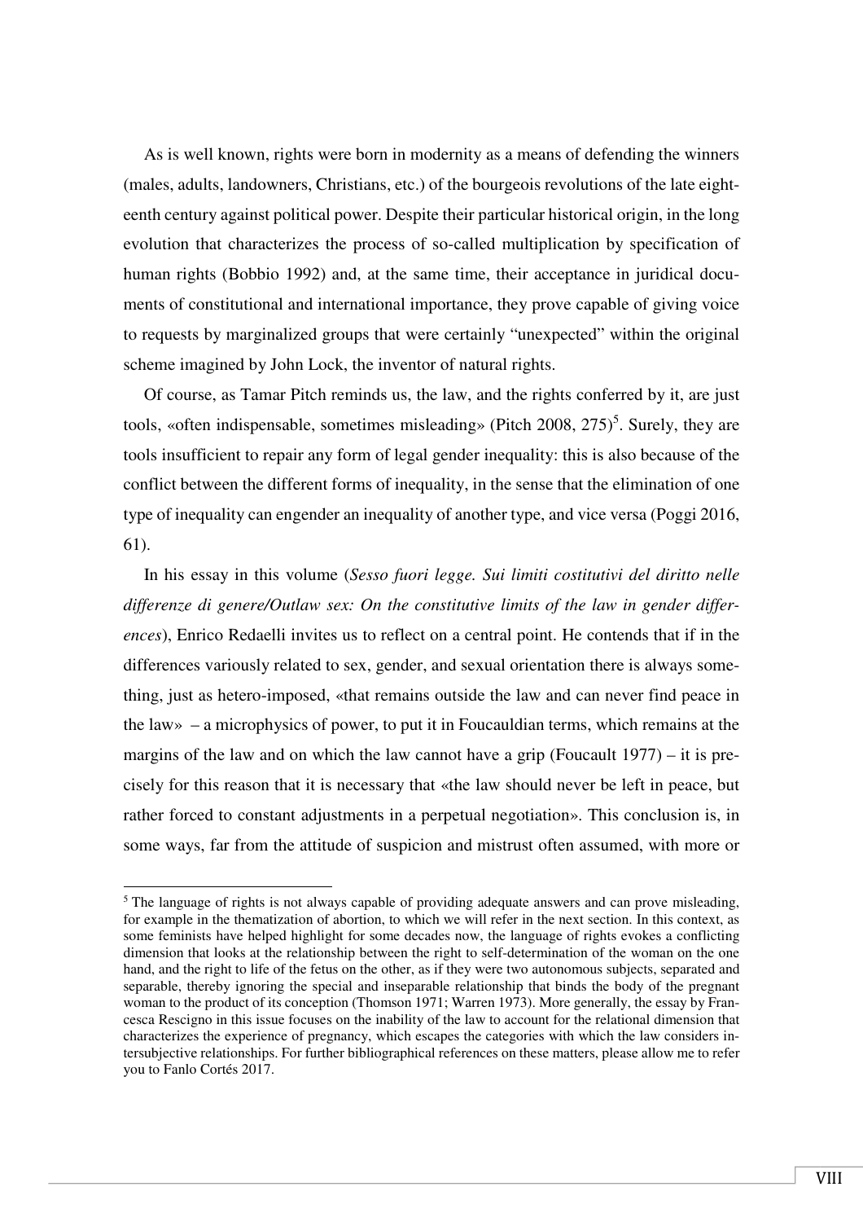As is well known, rights were born in modernity as a means of defending the winners (males, adults, landowners, Christians, etc.) of the bourgeois revolutions of the late eighteenth century against political power. Despite their particular historical origin, in the long evolution that characterizes the process of so-called multiplication by specification of human rights (Bobbio 1992) and, at the same time, their acceptance in juridical documents of constitutional and international importance, they prove capable of giving voice to requests by marginalized groups that were certainly "unexpected" within the original scheme imagined by John Lock, the inventor of natural rights.

Of course, as Tamar Pitch reminds us, the law, and the rights conferred by it, are just tools, «often indispensable, sometimes misleading» (Pitch 2008, 275)[5]. Surely, they are tools insufficient to repair any form of legal gender inequality: this is also because of the conflict between the different forms of inequality, in the sense that the elimination of one type of inequality can engender an inequality of another type, and vice versa (Poggi 2016, 61).

In his essay in this volume (*Sesso fuori legge. Sui limiti costitutivi del diritto nelle differenze di genere/Outlaw sex: On the constitutive limits of the law in gender differences*), Enrico Redaelli invites us to reflect on a central point. He contends that if in the differences variously related to sex, gender, and sexual orientation there is always something, just as hetero-imposed, «that remains outside the law and can never find peace in the law» – a microphysics of power, to put it in Foucauldian terms, which remains at the margins of the law and on which the law cannot have a grip (Foucault 1977) – it is precisely for this reason that it is necessary that «the law should never be left in peace, but rather forced to constant adjustments in a perpetual negotiation». This conclusion is, in some ways, far from the attitude of suspicion and mistrust often assumed, with more or

---

[5] The language of rights is not always capable of providing adequate answers and can prove misleading, for example in the thematization of abortion, to which we will refer in the next section. In this context, as some feminists have helped highlight for some decades now, the language of rights evokes a conflicting dimension that looks at the relationship between the right to self-determination of the woman on the one hand, and the right to life of the fetus on the other, as if they were two autonomous subjects, separated and separable, thereby ignoring the special and inseparable relationship that binds the body of the pregnant woman to the product of its conception (Thomson 1971; Warren 1973). More generally, the essay by Francesca Rescigno in this issue focuses on the inability of the law to account for the relational dimension that characterizes the experience of pregnancy, which escapes the categories with which the law considers intersubjective relationships. For further bibliographical references on these matters, please allow me to refer you to Fanlo Cortés 2017.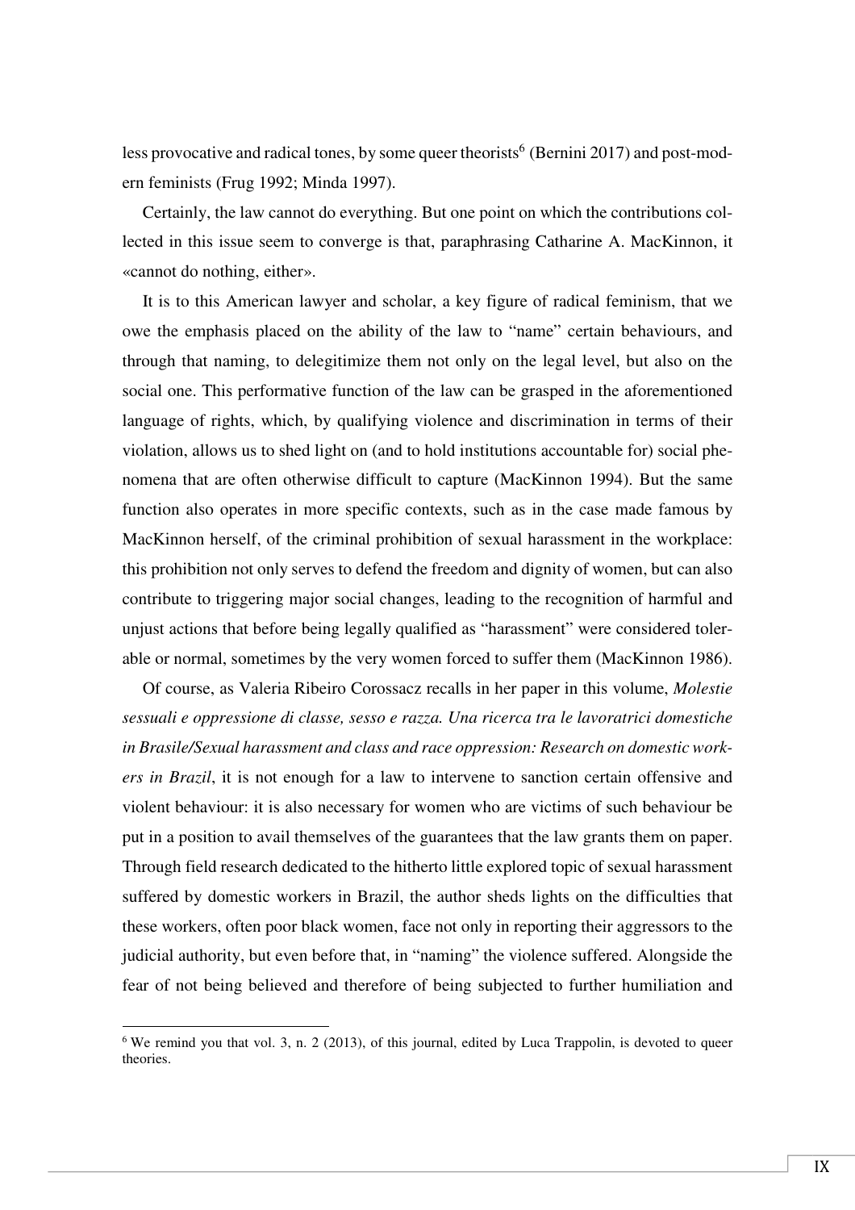less provocative and radical tones, by some queer theorists[6] (Bernini 2017) and post-modern feminists (Frug 1992; Minda 1997).

Certainly, the law cannot do everything. But one point on which the contributions collected in this issue seem to converge is that, paraphrasing Catharine A. MacKinnon, it «cannot do nothing, either».

It is to this American lawyer and scholar, a key figure of radical feminism, that we owe the emphasis placed on the ability of the law to "name" certain behaviours, and through that naming, to delegitimize them not only on the legal level, but also on the social one. This performative function of the law can be grasped in the aforementioned language of rights, which, by qualifying violence and discrimination in terms of their violation, allows us to shed light on (and to hold institutions accountable for) social phenomena that are often otherwise difficult to capture (MacKinnon 1994). But the same function also operates in more specific contexts, such as in the case made famous by MacKinnon herself, of the criminal prohibition of sexual harassment in the workplace: this prohibition not only serves to defend the freedom and dignity of women, but can also contribute to triggering major social changes, leading to the recognition of harmful and unjust actions that before being legally qualified as "harassment" were considered tolerable or normal, sometimes by the very women forced to suffer them (MacKinnon 1986).

Of course, as Valeria Ribeiro Corossacz recalls in her paper in this volume, *Molestie sessuali e oppressione di classe, sesso e razza. Una ricerca tra le lavoratrici domestiche in Brasile/Sexual harassment and class and race oppression: Research on domestic workers in Brazil*, it is not enough for a law to intervene to sanction certain offensive and violent behaviour: it is also necessary for women who are victims of such behaviour be put in a position to avail themselves of the guarantees that the law grants them on paper. Through field research dedicated to the hitherto little explored topic of sexual harassment suffered by domestic workers in Brazil, the author sheds lights on the difficulties that these workers, often poor black women, face not only in reporting their aggressors to the judicial authority, but even before that, in "naming" the violence suffered. Alongside the fear of not being believed and therefore of being subjected to further humiliation and

[6] We remind you that vol. 3, n. 2 (2013), of this journal, edited by Luca Trappolin, is devoted to queer theories.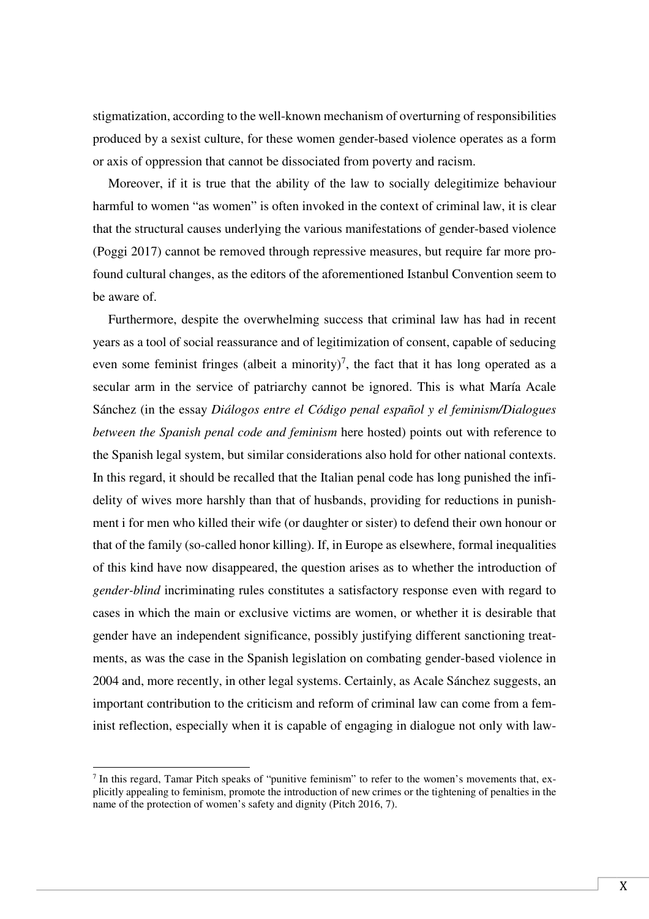stigmatization, according to the well-known mechanism of overturning of responsibilities produced by a sexist culture, for these women gender-based violence operates as a form or axis of oppression that cannot be dissociated from poverty and racism.

Moreover, if it is true that the ability of the law to socially delegitimize behaviour harmful to women "as women" is often invoked in the context of criminal law, it is clear that the structural causes underlying the various manifestations of gender-based violence (Poggi 2017) cannot be removed through repressive measures, but require far more profound cultural changes, as the editors of the aforementioned Istanbul Convention seem to be aware of.

Furthermore, despite the overwhelming success that criminal law has had in recent years as a tool of social reassurance and of legitimization of consent, capable of seducing even some feminist fringes (albeit a minority)[7], the fact that it has long operated as a secular arm in the service of patriarchy cannot be ignored. This is what María Acale Sánchez (in the essay *Diálogos entre el Código penal español y el feminism/Dialogues between the Spanish penal code and feminism* here hosted) points out with reference to the Spanish legal system, but similar considerations also hold for other national contexts. In this regard, it should be recalled that the Italian penal code has long punished the infidelity of wives more harshly than that of husbands, providing for reductions in punishment i for men who killed their wife (or daughter or sister) to defend their own honour or that of the family (so-called honor killing). If, in Europe as elsewhere, formal inequalities of this kind have now disappeared, the question arises as to whether the introduction of *gender-blind* incriminating rules constitutes a satisfactory response even with regard to cases in which the main or exclusive victims are women, or whether it is desirable that gender have an independent significance, possibly justifying different sanctioning treatments, as was the case in the Spanish legislation on combating gender-based violence in 2004 and, more recently, in other legal systems. Certainly, as Acale Sánchez suggests, an important contribution to the criticism and reform of criminal law can come from a feminist reflection, especially when it is capable of engaging in dialogue not only with law-

[7] In this regard, Tamar Pitch speaks of "punitive feminism" to refer to the women's movements that, explicitly appealing to feminism, promote the introduction of new crimes or the tightening of penalties in the name of the protection of women's safety and dignity (Pitch 2016, 7).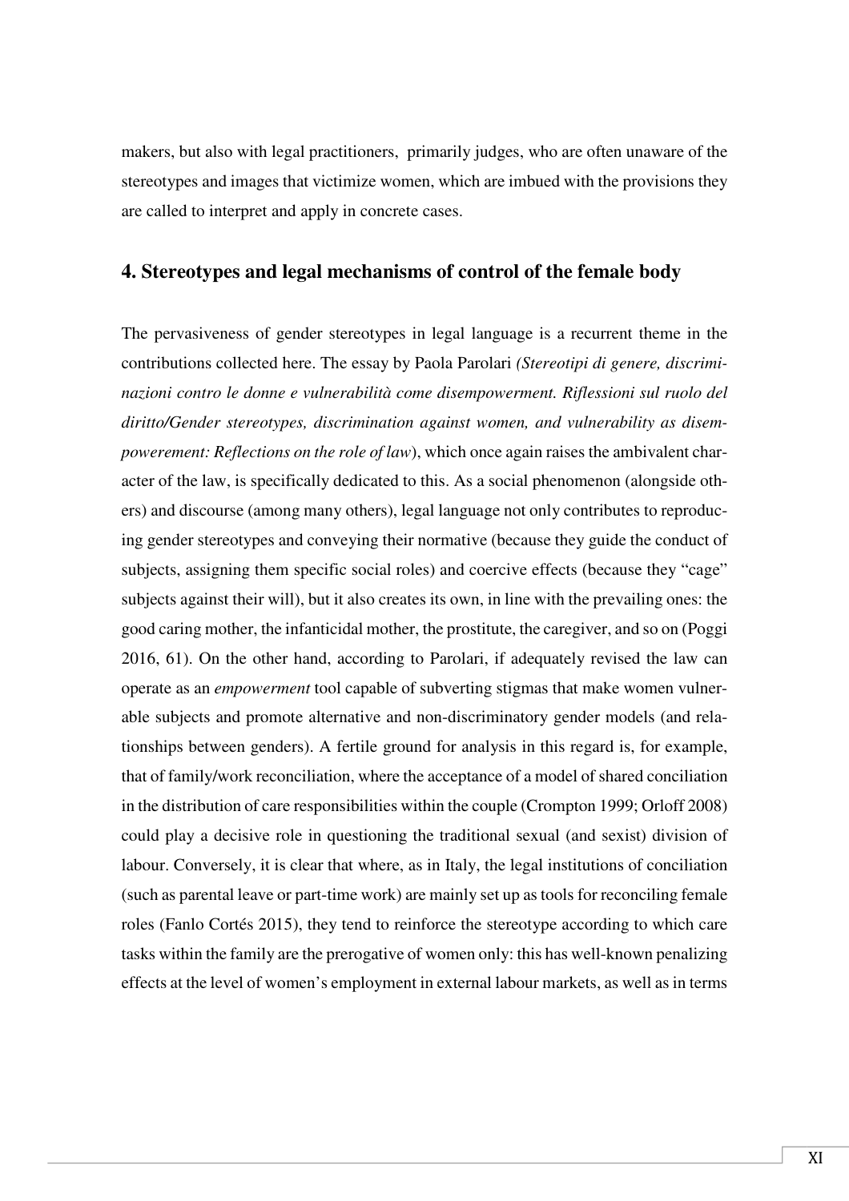makers, but also with legal practitioners, primarily judges, who are often unaware of the stereotypes and images that victimize women, which are imbued with the provisions they are called to interpret and apply in concrete cases.

## 4. Stereotypes and legal mechanisms of control of the female body

The pervasiveness of gender stereotypes in legal language is a recurrent theme in the contributions collected here. The essay by Paola Parolari *(Stereotipi di genere, discriminazioni contro le donne e vulnerabilità come disempowerment. Riflessioni sul ruolo del diritto/Gender stereotypes, discrimination against women, and vulnerability as disempowerement: Reflections on the role of law*), which once again raises the ambivalent character of the law, is specifically dedicated to this. As a social phenomenon (alongside others) and discourse (among many others), legal language not only contributes to reproducing gender stereotypes and conveying their normative (because they guide the conduct of subjects, assigning them specific social roles) and coercive effects (because they "cage" subjects against their will), but it also creates its own, in line with the prevailing ones: the good caring mother, the infanticidal mother, the prostitute, the caregiver, and so on (Poggi 2016, 61). On the other hand, according to Parolari, if adequately revised the law can operate as an *empowerment* tool capable of subverting stigmas that make women vulnerable subjects and promote alternative and non-discriminatory gender models (and relationships between genders). A fertile ground for analysis in this regard is, for example, that of family/work reconciliation, where the acceptance of a model of shared conciliation in the distribution of care responsibilities within the couple (Crompton 1999; Orloff 2008) could play a decisive role in questioning the traditional sexual (and sexist) division of labour. Conversely, it is clear that where, as in Italy, the legal institutions of conciliation (such as parental leave or part-time work) are mainly set up as tools for reconciling female roles (Fanlo Cortés 2015), they tend to reinforce the stereotype according to which care tasks within the family are the prerogative of women only: this has well-known penalizing effects at the level of women's employment in external labour markets, as well as in terms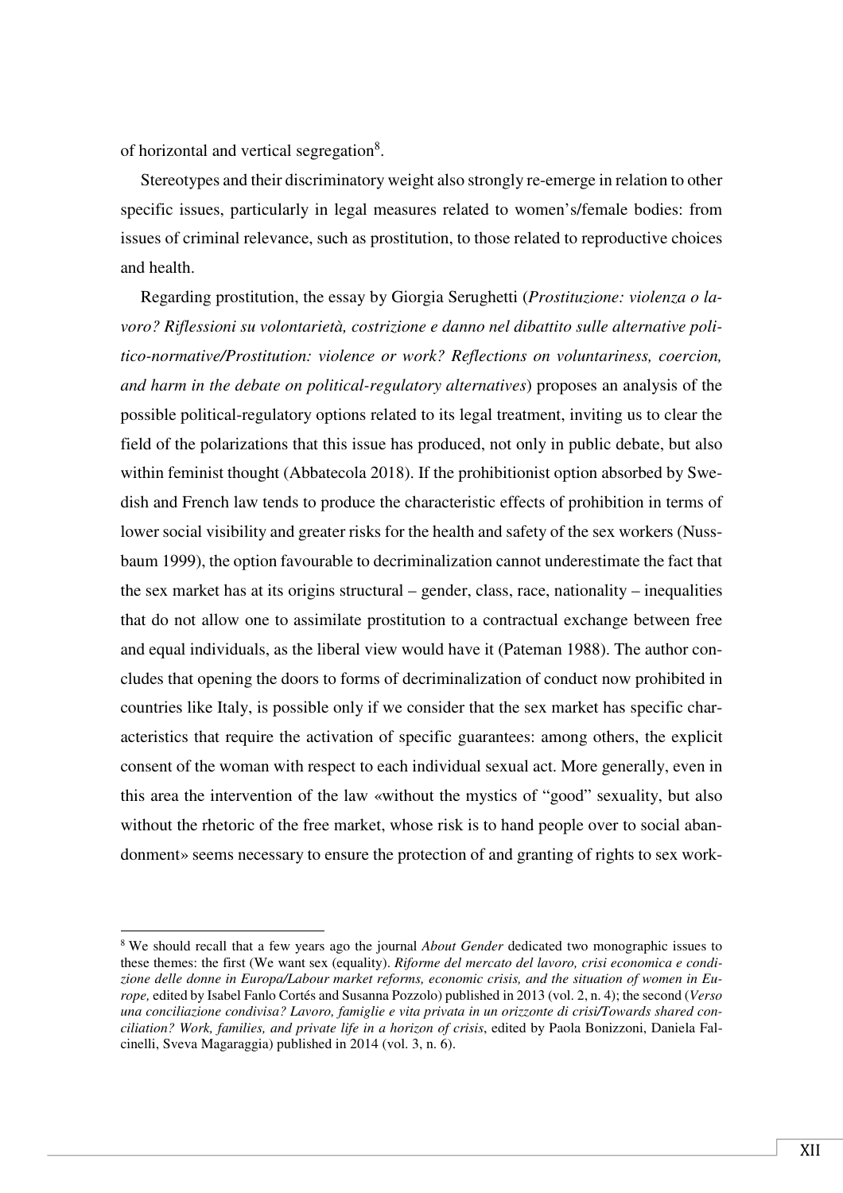of horizontal and vertical segregation[8].

Stereotypes and their discriminatory weight also strongly re-emerge in relation to other specific issues, particularly in legal measures related to women's/female bodies: from issues of criminal relevance, such as prostitution, to those related to reproductive choices and health.

Regarding prostitution, the essay by Giorgia Serughetti (*Prostituzione: violenza o lavoro? Riflessioni su volontarietà, costrizione e danno nel dibattito sulle alternative politico-normative/Prostitution: violence or work? Reflections on voluntariness, coercion, and harm in the debate on political-regulatory alternatives*) proposes an analysis of the possible political-regulatory options related to its legal treatment, inviting us to clear the field of the polarizations that this issue has produced, not only in public debate, but also within feminist thought (Abbatecola 2018). If the prohibitionist option absorbed by Swedish and French law tends to produce the characteristic effects of prohibition in terms of lower social visibility and greater risks for the health and safety of the sex workers (Nussbaum 1999), the option favourable to decriminalization cannot underestimate the fact that the sex market has at its origins structural – gender, class, race, nationality – inequalities that do not allow one to assimilate prostitution to a contractual exchange between free and equal individuals, as the liberal view would have it (Pateman 1988). The author concludes that opening the doors to forms of decriminalization of conduct now prohibited in countries like Italy, is possible only if we consider that the sex market has specific characteristics that require the activation of specific guarantees: among others, the explicit consent of the woman with respect to each individual sexual act. More generally, even in this area the intervention of the law «without the mystics of "good" sexuality, but also without the rhetoric of the free market, whose risk is to hand people over to social abandonment» seems necessary to ensure the protection of and granting of rights to sex work-

[8] We should recall that a few years ago the journal *About Gender* dedicated two monographic issues to these themes: the first (We want sex (equality). *Riforme del mercato del lavoro, crisi economica e condizione delle donne in Europa/Labour market reforms, economic crisis, and the situation of women in Europe,* edited by Isabel Fanlo Cortés and Susanna Pozzolo) published in 2013 (vol. 2, n. 4); the second (*Verso una conciliazione condivisa? Lavoro, famiglie e vita privata in un orizzonte di crisi/Towards shared conciliation? Work, families, and private life in a horizon of crisis*, edited by Paola Bonizzoni, Daniela Falcinelli, Sveva Magaraggia) published in 2014 (vol. 3, n. 6).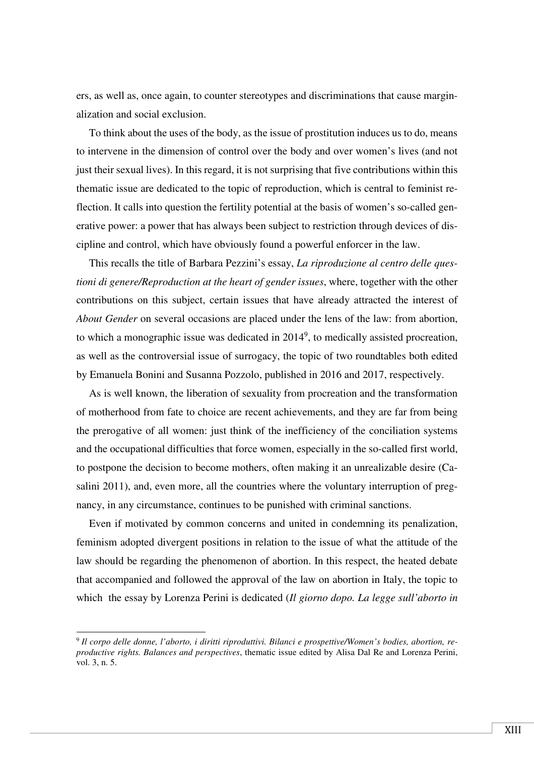ers, as well as, once again, to counter stereotypes and discriminations that cause marginalization and social exclusion.

To think about the uses of the body, as the issue of prostitution induces us to do, means to intervene in the dimension of control over the body and over women's lives (and not just their sexual lives). In this regard, it is not surprising that five contributions within this thematic issue are dedicated to the topic of reproduction, which is central to feminist reflection. It calls into question the fertility potential at the basis of women's so-called generative power: a power that has always been subject to restriction through devices of discipline and control, which have obviously found a powerful enforcer in the law.

This recalls the title of Barbara Pezzini's essay, *La riproduzione al centro delle questioni di genere/Reproduction at the heart of gender issues*, where, together with the other contributions on this subject, certain issues that have already attracted the interest of *About Gender* on several occasions are placed under the lens of the law: from abortion, to which a monographic issue was dedicated in 2014[9], to medically assisted procreation, as well as the controversial issue of surrogacy, the topic of two roundtables both edited by Emanuela Bonini and Susanna Pozzolo, published in 2016 and 2017, respectively.

As is well known, the liberation of sexuality from procreation and the transformation of motherhood from fate to choice are recent achievements, and they are far from being the prerogative of all women: just think of the inefficiency of the conciliation systems and the occupational difficulties that force women, especially in the so-called first world, to postpone the decision to become mothers, often making it an unrealizable desire (Casalini 2011), and, even more, all the countries where the voluntary interruption of pregnancy, in any circumstance, continues to be punished with criminal sanctions.

Even if motivated by common concerns and united in condemning its penalization, feminism adopted divergent positions in relation to the issue of what the attitude of the law should be regarding the phenomenon of abortion. In this respect, the heated debate that accompanied and followed the approval of the law on abortion in Italy, the topic to which the essay by Lorenza Perini is dedicated (*Il giorno dopo. La legge sull'aborto in*

[9] *Il corpo delle donne, l'aborto, i diritti riproduttivi. Bilanci e prospettive/Women's bodies, abortion, reproductive rights. Balances and perspectives*, thematic issue edited by Alisa Dal Re and Lorenza Perini, vol. 3, n. 5.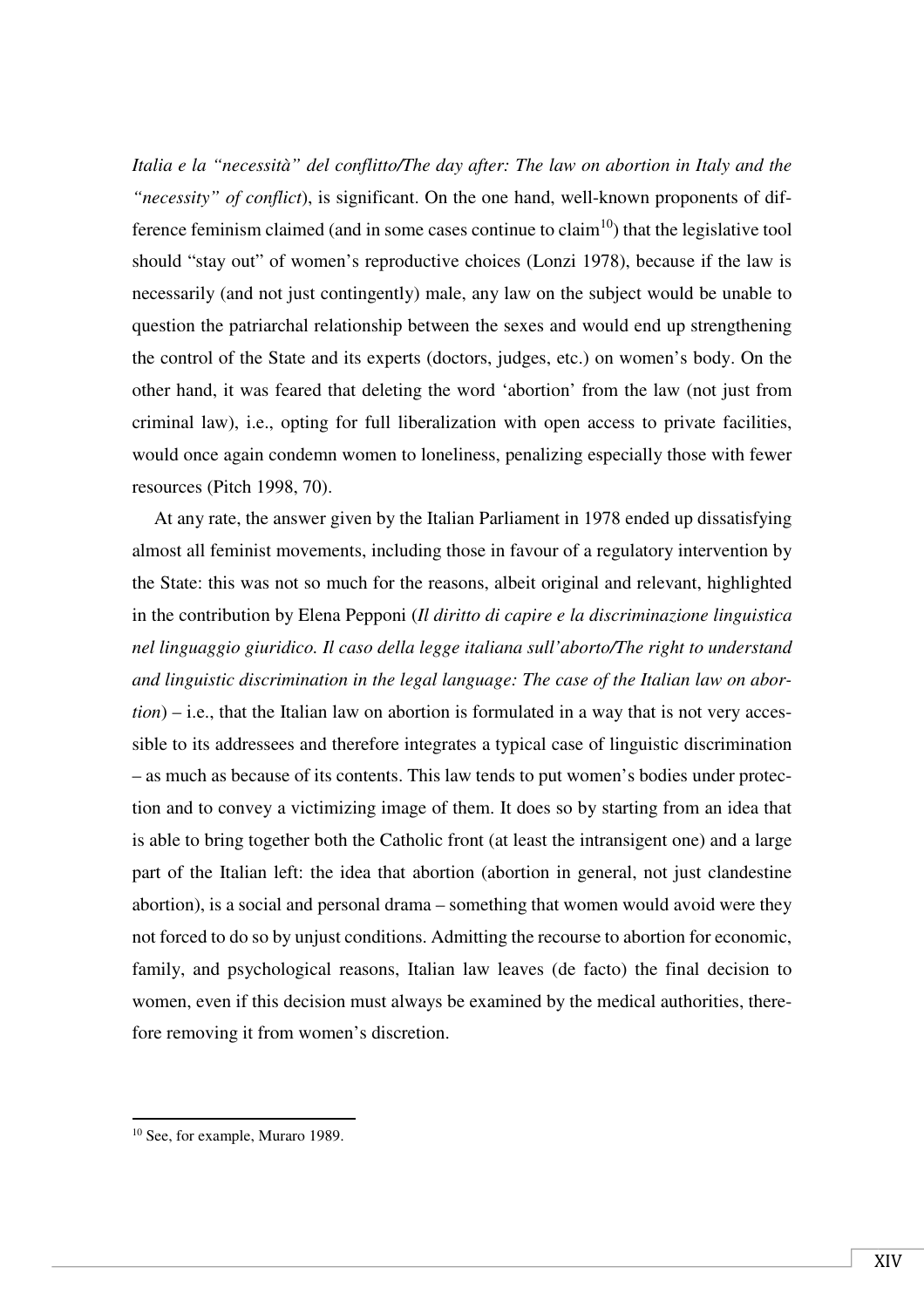*Italia e la "necessità" del conflitto/The day after: The law on abortion in Italy and the "necessity" of conflict*), is significant. On the one hand, well-known proponents of difference feminism claimed (and in some cases continue to claim[10]) that the legislative tool should "stay out" of women's reproductive choices (Lonzi 1978), because if the law is necessarily (and not just contingently) male, any law on the subject would be unable to question the patriarchal relationship between the sexes and would end up strengthening the control of the State and its experts (doctors, judges, etc.) on women's body. On the other hand, it was feared that deleting the word 'abortion' from the law (not just from criminal law), i.e., opting for full liberalization with open access to private facilities, would once again condemn women to loneliness, penalizing especially those with fewer resources (Pitch 1998, 70).

At any rate, the answer given by the Italian Parliament in 1978 ended up dissatisfying almost all feminist movements, including those in favour of a regulatory intervention by the State: this was not so much for the reasons, albeit original and relevant, highlighted in the contribution by Elena Pepponi (*Il diritto di capire e la discriminazione linguistica nel linguaggio giuridico. Il caso della legge italiana sull'aborto/The right to understand and linguistic discrimination in the legal language: The case of the Italian law on abortion*) – i.e., that the Italian law on abortion is formulated in a way that is not very accessible to its addressees and therefore integrates a typical case of linguistic discrimination – as much as because of its contents. This law tends to put women's bodies under protection and to convey a victimizing image of them. It does so by starting from an idea that is able to bring together both the Catholic front (at least the intransigent one) and a large part of the Italian left: the idea that abortion (abortion in general, not just clandestine abortion), is a social and personal drama – something that women would avoid were they not forced to do so by unjust conditions. Admitting the recourse to abortion for economic, family, and psychological reasons, Italian law leaves (de facto) the final decision to women, even if this decision must always be examined by the medical authorities, therefore removing it from women's discretion.

---

[10] See, for example, Muraro 1989.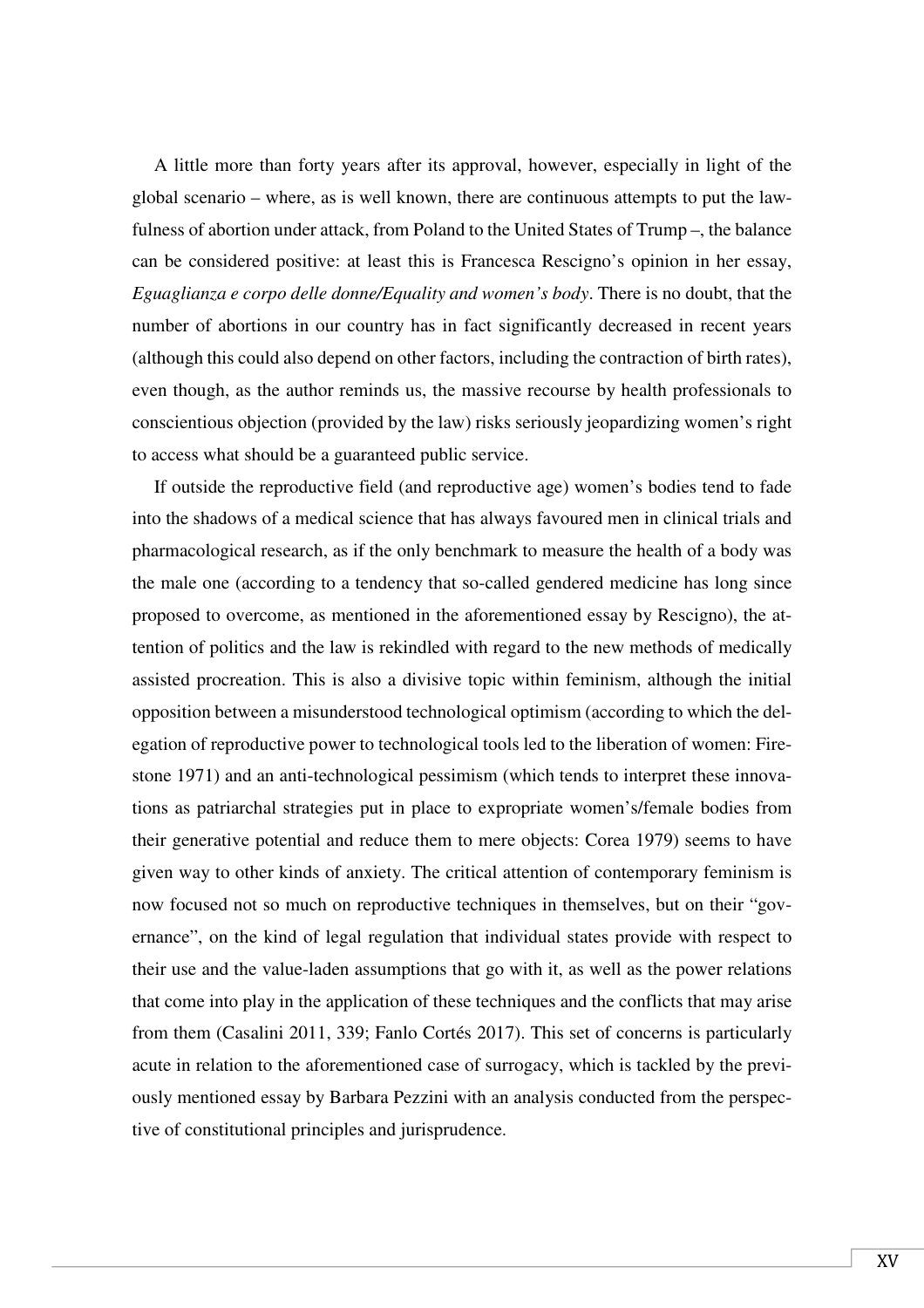A little more than forty years after its approval, however, especially in light of the global scenario – where, as is well known, there are continuous attempts to put the lawfulness of abortion under attack, from Poland to the United States of Trump –, the balance can be considered positive: at least this is Francesca Rescigno's opinion in her essay, *Eguaglianza e corpo delle donne/Equality and women's body*. There is no doubt, that the number of abortions in our country has in fact significantly decreased in recent years (although this could also depend on other factors, including the contraction of birth rates), even though, as the author reminds us, the massive recourse by health professionals to conscientious objection (provided by the law) risks seriously jeopardizing women's right to access what should be a guaranteed public service.

If outside the reproductive field (and reproductive age) women's bodies tend to fade into the shadows of a medical science that has always favoured men in clinical trials and pharmacological research, as if the only benchmark to measure the health of a body was the male one (according to a tendency that so-called gendered medicine has long since proposed to overcome, as mentioned in the aforementioned essay by Rescigno), the attention of politics and the law is rekindled with regard to the new methods of medically assisted procreation. This is also a divisive topic within feminism, although the initial opposition between a misunderstood technological optimism (according to which the delegation of reproductive power to technological tools led to the liberation of women: Firestone 1971) and an anti-technological pessimism (which tends to interpret these innovations as patriarchal strategies put in place to expropriate women's/female bodies from their generative potential and reduce them to mere objects: Corea 1979) seems to have given way to other kinds of anxiety. The critical attention of contemporary feminism is now focused not so much on reproductive techniques in themselves, but on their "governance", on the kind of legal regulation that individual states provide with respect to their use and the value-laden assumptions that go with it, as well as the power relations that come into play in the application of these techniques and the conflicts that may arise from them (Casalini 2011, 339; Fanlo Cortés 2017). This set of concerns is particularly acute in relation to the aforementioned case of surrogacy, which is tackled by the previously mentioned essay by Barbara Pezzini with an analysis conducted from the perspective of constitutional principles and jurisprudence.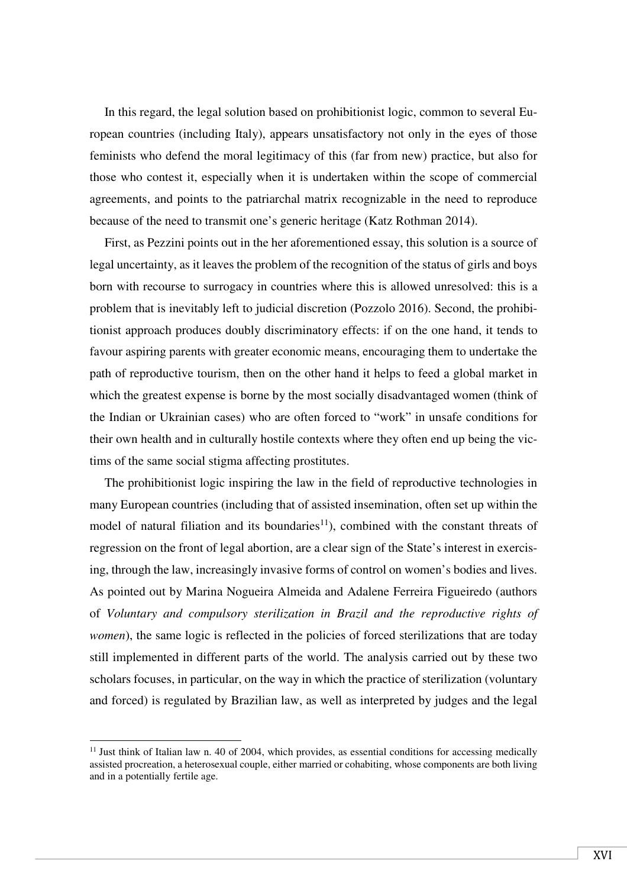In this regard, the legal solution based on prohibitionist logic, common to several European countries (including Italy), appears unsatisfactory not only in the eyes of those feminists who defend the moral legitimacy of this (far from new) practice, but also for those who contest it, especially when it is undertaken within the scope of commercial agreements, and points to the patriarchal matrix recognizable in the need to reproduce because of the need to transmit one's generic heritage (Katz Rothman 2014).

First, as Pezzini points out in the her aforementioned essay, this solution is a source of legal uncertainty, as it leaves the problem of the recognition of the status of girls and boys born with recourse to surrogacy in countries where this is allowed unresolved: this is a problem that is inevitably left to judicial discretion (Pozzolo 2016). Second, the prohibitionist approach produces doubly discriminatory effects: if on the one hand, it tends to favour aspiring parents with greater economic means, encouraging them to undertake the path of reproductive tourism, then on the other hand it helps to feed a global market in which the greatest expense is borne by the most socially disadvantaged women (think of the Indian or Ukrainian cases) who are often forced to "work" in unsafe conditions for their own health and in culturally hostile contexts where they often end up being the victims of the same social stigma affecting prostitutes.

The prohibitionist logic inspiring the law in the field of reproductive technologies in many European countries (including that of assisted insemination, often set up within the model of natural filiation and its boundaries[11]), combined with the constant threats of regression on the front of legal abortion, are a clear sign of the State's interest in exercising, through the law, increasingly invasive forms of control on women's bodies and lives. As pointed out by Marina Nogueira Almeida and Adalene Ferreira Figueiredo (authors of *Voluntary and compulsory sterilization in Brazil and the reproductive rights of women*), the same logic is reflected in the policies of forced sterilizations that are today still implemented in different parts of the world. The analysis carried out by these two scholars focuses, in particular, on the way in which the practice of sterilization (voluntary and forced) is regulated by Brazilian law, as well as interpreted by judges and the legal

[11] Just think of Italian law n. 40 of 2004, which provides, as essential conditions for accessing medically assisted procreation, a heterosexual couple, either married or cohabiting, whose components are both living and in a potentially fertile age.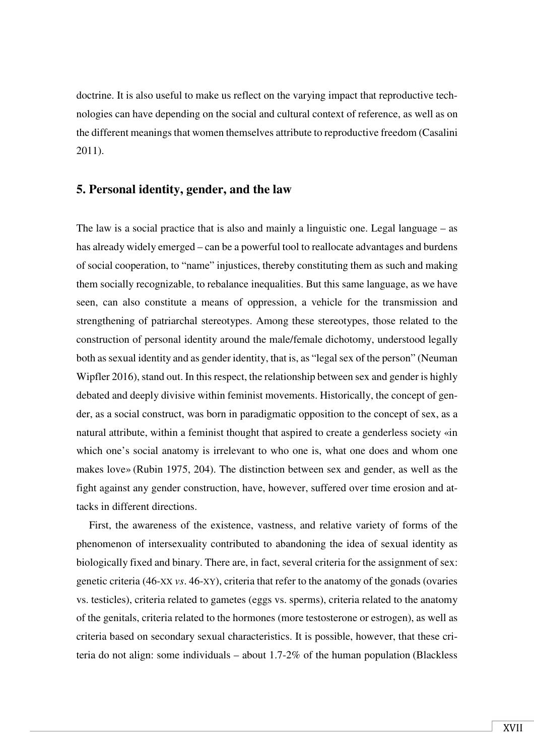doctrine. It is also useful to make us reflect on the varying impact that reproductive technologies can have depending on the social and cultural context of reference, as well as on the different meanings that women themselves attribute to reproductive freedom (Casalini 2011).

## 5. Personal identity, gender, and the law

The law is a social practice that is also and mainly a linguistic one. Legal language – as has already widely emerged – can be a powerful tool to reallocate advantages and burdens of social cooperation, to "name" injustices, thereby constituting them as such and making them socially recognizable, to rebalance inequalities. But this same language, as we have seen, can also constitute a means of oppression, a vehicle for the transmission and strengthening of patriarchal stereotypes. Among these stereotypes, those related to the construction of personal identity around the male/female dichotomy, understood legally both as sexual identity and as gender identity, that is, as "legal sex of the person" (Neuman Wipfler 2016), stand out. In this respect, the relationship between sex and gender is highly debated and deeply divisive within feminist movements. Historically, the concept of gender, as a social construct, was born in paradigmatic opposition to the concept of sex, as a natural attribute, within a feminist thought that aspired to create a genderless society «in which one's social anatomy is irrelevant to who one is, what one does and whom one makes love» (Rubin 1975, 204). The distinction between sex and gender, as well as the fight against any gender construction, have, however, suffered over time erosion and attacks in different directions.

First, the awareness of the existence, vastness, and relative variety of forms of the phenomenon of intersexuality contributed to abandoning the idea of sexual identity as biologically fixed and binary. There are, in fact, several criteria for the assignment of sex: genetic criteria (46-XX *vs*. 46-XY), criteria that refer to the anatomy of the gonads (ovaries vs. testicles), criteria related to gametes (eggs vs. sperms), criteria related to the anatomy of the genitals, criteria related to the hormones (more testosterone or estrogen), as well as criteria based on secondary sexual characteristics. It is possible, however, that these criteria do not align: some individuals – about 1.7-2% of the human population (Blackless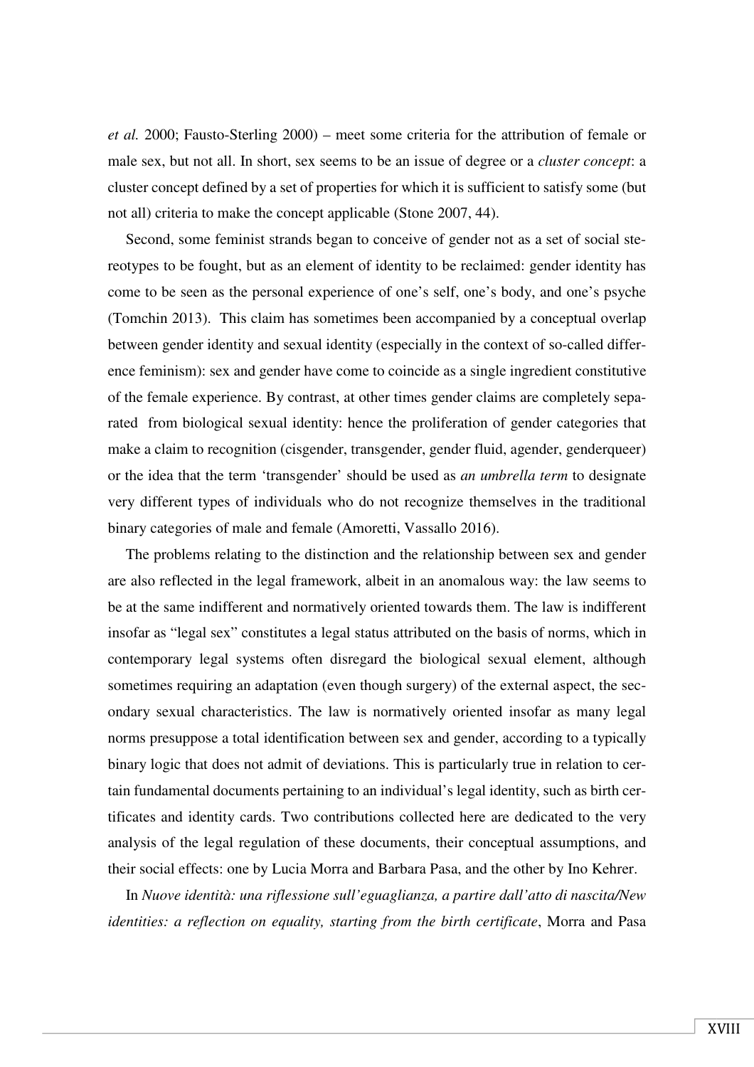*et al.* 2000; Fausto-Sterling 2000) – meet some criteria for the attribution of female or male sex, but not all. In short, sex seems to be an issue of degree or a *cluster concept*: a cluster concept defined by a set of properties for which it is sufficient to satisfy some (but not all) criteria to make the concept applicable (Stone 2007, 44).

Second, some feminist strands began to conceive of gender not as a set of social stereotypes to be fought, but as an element of identity to be reclaimed: gender identity has come to be seen as the personal experience of one's self, one's body, and one's psyche (Tomchin 2013). This claim has sometimes been accompanied by a conceptual overlap between gender identity and sexual identity (especially in the context of so-called difference feminism): sex and gender have come to coincide as a single ingredient constitutive of the female experience. By contrast, at other times gender claims are completely separated from biological sexual identity: hence the proliferation of gender categories that make a claim to recognition (cisgender, transgender, gender fluid, agender, genderqueer) or the idea that the term 'transgender' should be used as *an umbrella term* to designate very different types of individuals who do not recognize themselves in the traditional binary categories of male and female (Amoretti, Vassallo 2016).

The problems relating to the distinction and the relationship between sex and gender are also reflected in the legal framework, albeit in an anomalous way: the law seems to be at the same indifferent and normatively oriented towards them. The law is indifferent insofar as "legal sex" constitutes a legal status attributed on the basis of norms, which in contemporary legal systems often disregard the biological sexual element, although sometimes requiring an adaptation (even though surgery) of the external aspect, the secondary sexual characteristics. The law is normatively oriented insofar as many legal norms presuppose a total identification between sex and gender, according to a typically binary logic that does not admit of deviations. This is particularly true in relation to certain fundamental documents pertaining to an individual's legal identity, such as birth certificates and identity cards. Two contributions collected here are dedicated to the very analysis of the legal regulation of these documents, their conceptual assumptions, and their social effects: one by Lucia Morra and Barbara Pasa, and the other by Ino Kehrer.

In *Nuove identità: una riflessione sull'eguaglianza, a partire dall'atto di nascita/New identities: a reflection on equality, starting from the birth certificate*, Morra and Pasa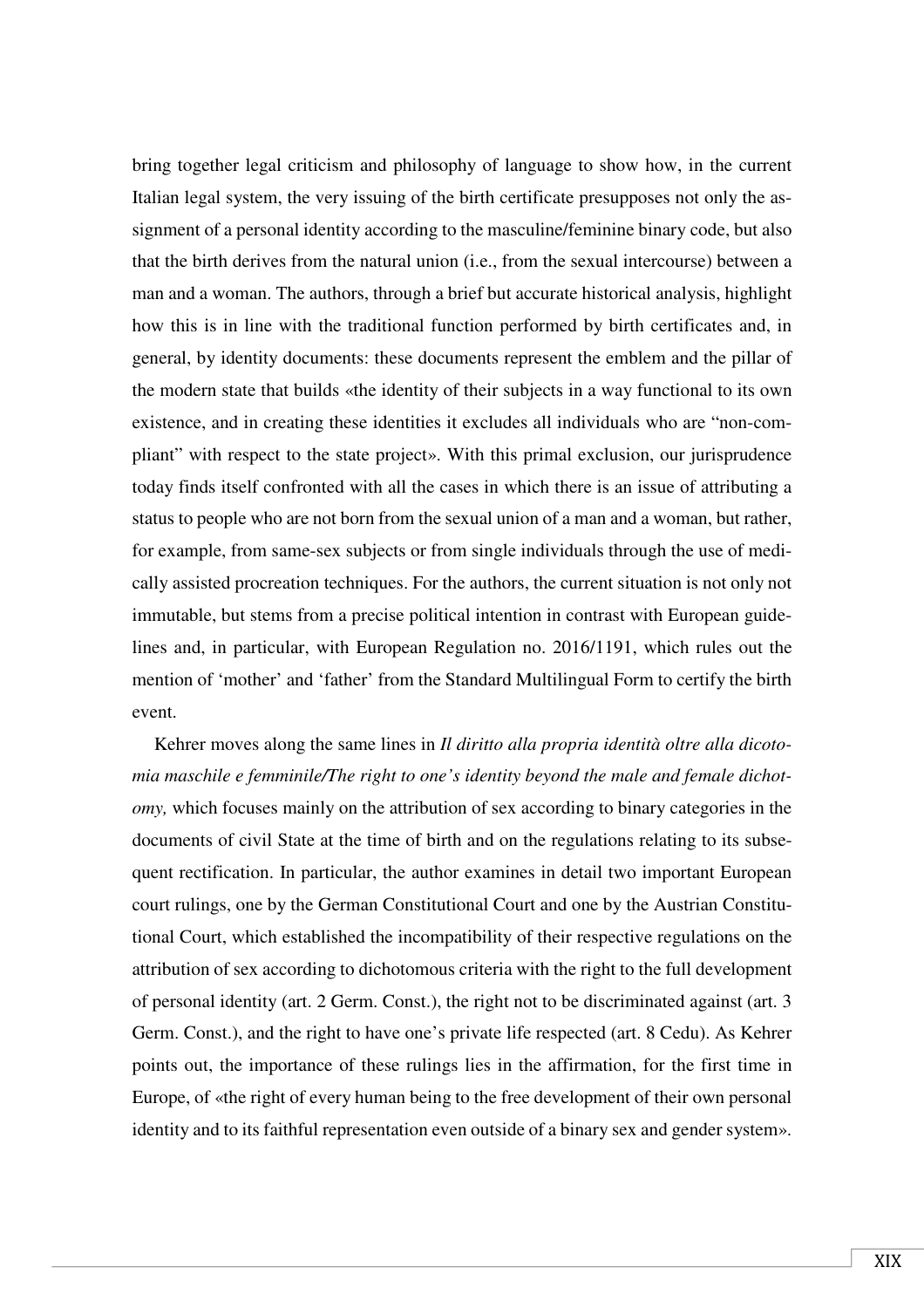bring together legal criticism and philosophy of language to show how, in the current Italian legal system, the very issuing of the birth certificate presupposes not only the assignment of a personal identity according to the masculine/feminine binary code, but also that the birth derives from the natural union (i.e., from the sexual intercourse) between a man and a woman. The authors, through a brief but accurate historical analysis, highlight how this is in line with the traditional function performed by birth certificates and, in general, by identity documents: these documents represent the emblem and the pillar of the modern state that builds «the identity of their subjects in a way functional to its own existence, and in creating these identities it excludes all individuals who are "non-compliant" with respect to the state project». With this primal exclusion, our jurisprudence today finds itself confronted with all the cases in which there is an issue of attributing a status to people who are not born from the sexual union of a man and a woman, but rather, for example, from same-sex subjects or from single individuals through the use of medically assisted procreation techniques. For the authors, the current situation is not only not immutable, but stems from a precise political intention in contrast with European guidelines and, in particular, with European Regulation no. 2016/1191, which rules out the mention of 'mother' and 'father' from the Standard Multilingual Form to certify the birth event.

Kehrer moves along the same lines in *Il diritto alla propria identità oltre alla dicotomia maschile e femminile/The right to one's identity beyond the male and female dichotomy,* which focuses mainly on the attribution of sex according to binary categories in the documents of civil State at the time of birth and on the regulations relating to its subsequent rectification. In particular, the author examines in detail two important European court rulings, one by the German Constitutional Court and one by the Austrian Constitutional Court, which established the incompatibility of their respective regulations on the attribution of sex according to dichotomous criteria with the right to the full development of personal identity (art. 2 Germ. Const.), the right not to be discriminated against (art. 3 Germ. Const.), and the right to have one's private life respected (art. 8 Cedu). As Kehrer points out, the importance of these rulings lies in the affirmation, for the first time in Europe, of «the right of every human being to the free development of their own personal identity and to its faithful representation even outside of a binary sex and gender system».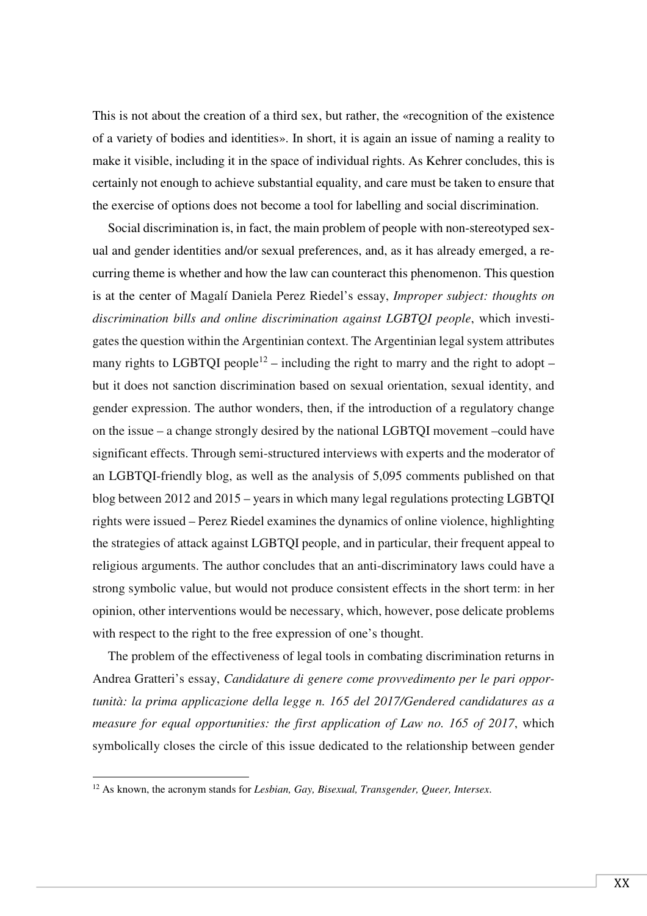This is not about the creation of a third sex, but rather, the «recognition of the existence of a variety of bodies and identities». In short, it is again an issue of naming a reality to make it visible, including it in the space of individual rights. As Kehrer concludes, this is certainly not enough to achieve substantial equality, and care must be taken to ensure that the exercise of options does not become a tool for labelling and social discrimination.

Social discrimination is, in fact, the main problem of people with non-stereotyped sexual and gender identities and/or sexual preferences, and, as it has already emerged, a recurring theme is whether and how the law can counteract this phenomenon. This question is at the center of Magalí Daniela Perez Riedel's essay, *Improper subject: thoughts on discrimination bills and online discrimination against LGBTQI people*, which investigates the question within the Argentinian context. The Argentinian legal system attributes many rights to LGBTQI people[12] – including the right to marry and the right to adopt – but it does not sanction discrimination based on sexual orientation, sexual identity, and gender expression. The author wonders, then, if the introduction of a regulatory change on the issue – a change strongly desired by the national LGBTQI movement –could have significant effects. Through semi-structured interviews with experts and the moderator of an LGBTQI-friendly blog, as well as the analysis of 5,095 comments published on that blog between 2012 and 2015 – years in which many legal regulations protecting LGBTQI rights were issued – Perez Riedel examines the dynamics of online violence, highlighting the strategies of attack against LGBTQI people, and in particular, their frequent appeal to religious arguments. The author concludes that an anti-discriminatory laws could have a strong symbolic value, but would not produce consistent effects in the short term: in her opinion, other interventions would be necessary, which, however, pose delicate problems with respect to the right to the free expression of one's thought.

The problem of the effectiveness of legal tools in combating discrimination returns in Andrea Gratteri's essay, *Candidature di genere come provvedimento per le pari opportunità: la prima applicazione della legge n. 165 del 2017/Gendered candidatures as a measure for equal opportunities: the first application of Law no. 165 of 2017*, which symbolically closes the circle of this issue dedicated to the relationship between gender

[12] As known, the acronym stands for *Lesbian, Gay, Bisexual, Transgender, Queer, Intersex.*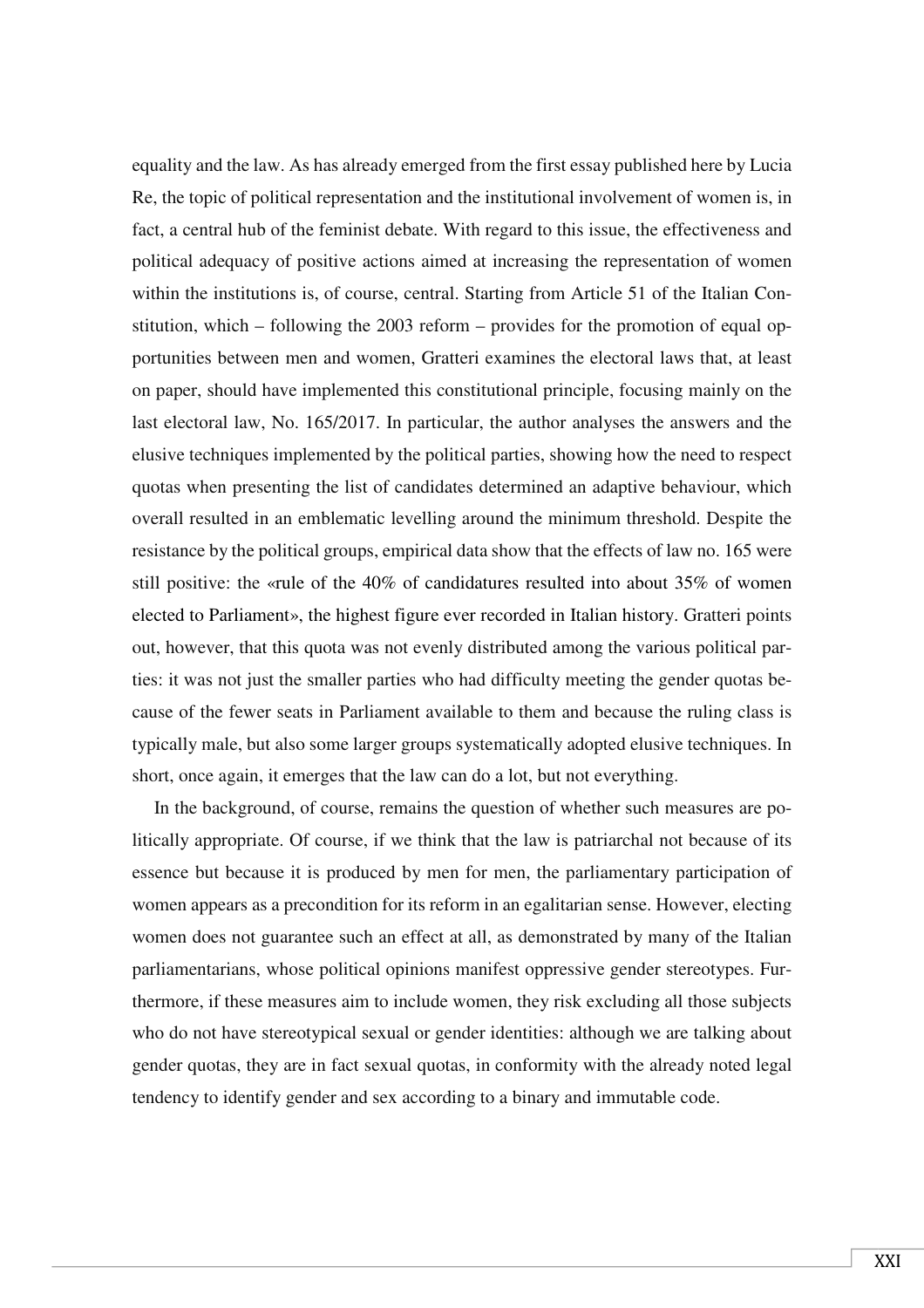equality and the law. As has already emerged from the first essay published here by Lucia Re, the topic of political representation and the institutional involvement of women is, in fact, a central hub of the feminist debate. With regard to this issue, the effectiveness and political adequacy of positive actions aimed at increasing the representation of women within the institutions is, of course, central. Starting from Article 51 of the Italian Constitution, which – following the 2003 reform – provides for the promotion of equal opportunities between men and women, Gratteri examines the electoral laws that, at least on paper, should have implemented this constitutional principle, focusing mainly on the last electoral law, No. 165/2017. In particular, the author analyses the answers and the elusive techniques implemented by the political parties, showing how the need to respect quotas when presenting the list of candidates determined an adaptive behaviour, which overall resulted in an emblematic levelling around the minimum threshold. Despite the resistance by the political groups, empirical data show that the effects of law no. 165 were still positive: the «rule of the 40% of candidatures resulted into about 35% of women elected to Parliament», the highest figure ever recorded in Italian history. Gratteri points out, however, that this quota was not evenly distributed among the various political parties: it was not just the smaller parties who had difficulty meeting the gender quotas because of the fewer seats in Parliament available to them and because the ruling class is typically male, but also some larger groups systematically adopted elusive techniques. In short, once again, it emerges that the law can do a lot, but not everything.

In the background, of course, remains the question of whether such measures are politically appropriate. Of course, if we think that the law is patriarchal not because of its essence but because it is produced by men for men, the parliamentary participation of women appears as a precondition for its reform in an egalitarian sense. However, electing women does not guarantee such an effect at all, as demonstrated by many of the Italian parliamentarians, whose political opinions manifest oppressive gender stereotypes. Furthermore, if these measures aim to include women, they risk excluding all those subjects who do not have stereotypical sexual or gender identities: although we are talking about gender quotas, they are in fact sexual quotas, in conformity with the already noted legal tendency to identify gender and sex according to a binary and immutable code.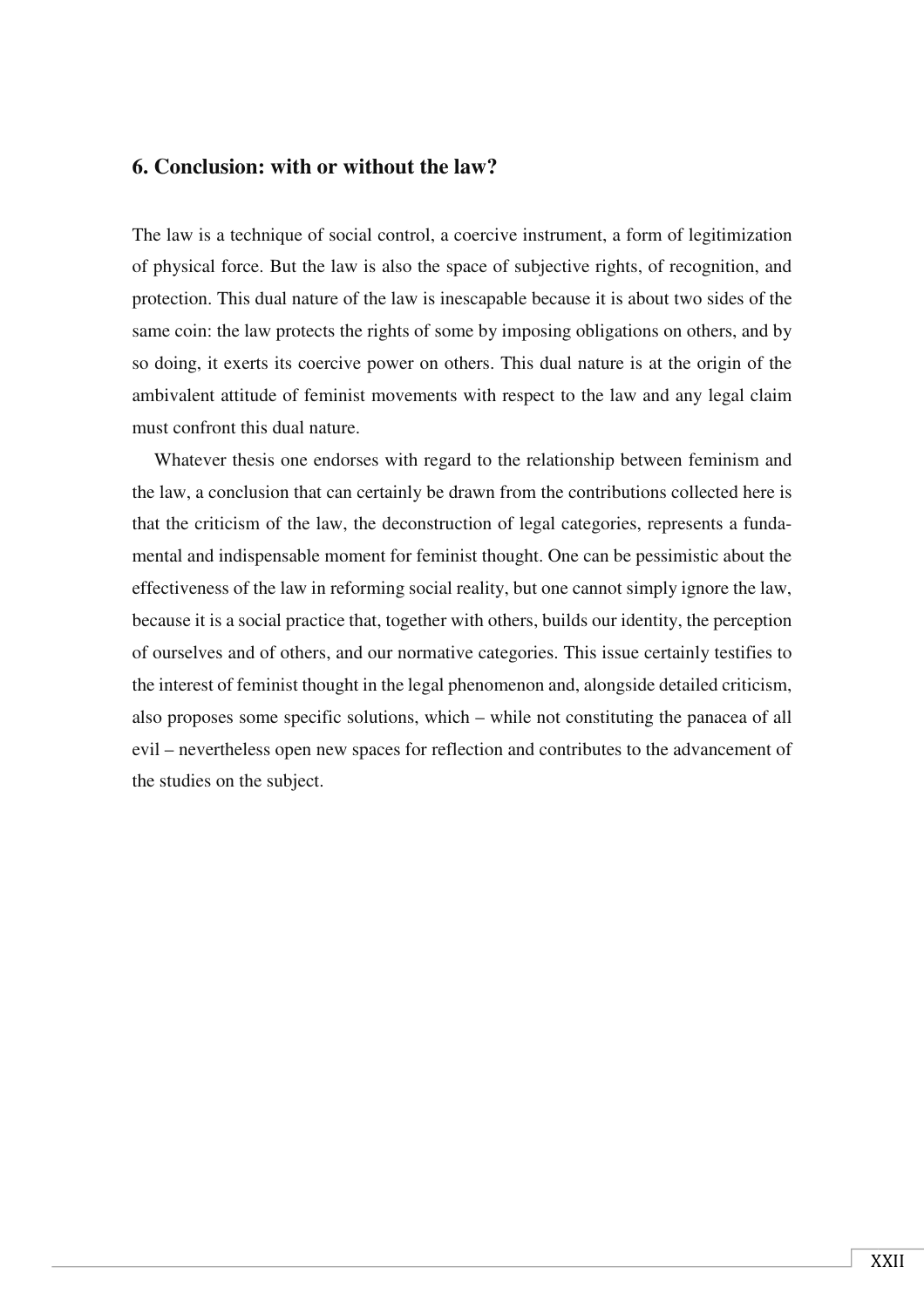## 6. Conclusion: with or without the law?

The law is a technique of social control, a coercive instrument, a form of legitimization of physical force. But the law is also the space of subjective rights, of recognition, and protection. This dual nature of the law is inescapable because it is about two sides of the same coin: the law protects the rights of some by imposing obligations on others, and by so doing, it exerts its coercive power on others. This dual nature is at the origin of the ambivalent attitude of feminist movements with respect to the law and any legal claim must confront this dual nature.

Whatever thesis one endorses with regard to the relationship between feminism and the law, a conclusion that can certainly be drawn from the contributions collected here is that the criticism of the law, the deconstruction of legal categories, represents a fundamental and indispensable moment for feminist thought. One can be pessimistic about the effectiveness of the law in reforming social reality, but one cannot simply ignore the law, because it is a social practice that, together with others, builds our identity, the perception of ourselves and of others, and our normative categories. This issue certainly testifies to the interest of feminist thought in the legal phenomenon and, alongside detailed criticism, also proposes some specific solutions, which – while not constituting the panacea of all evil – nevertheless open new spaces for reflection and contributes to the advancement of the studies on the subject.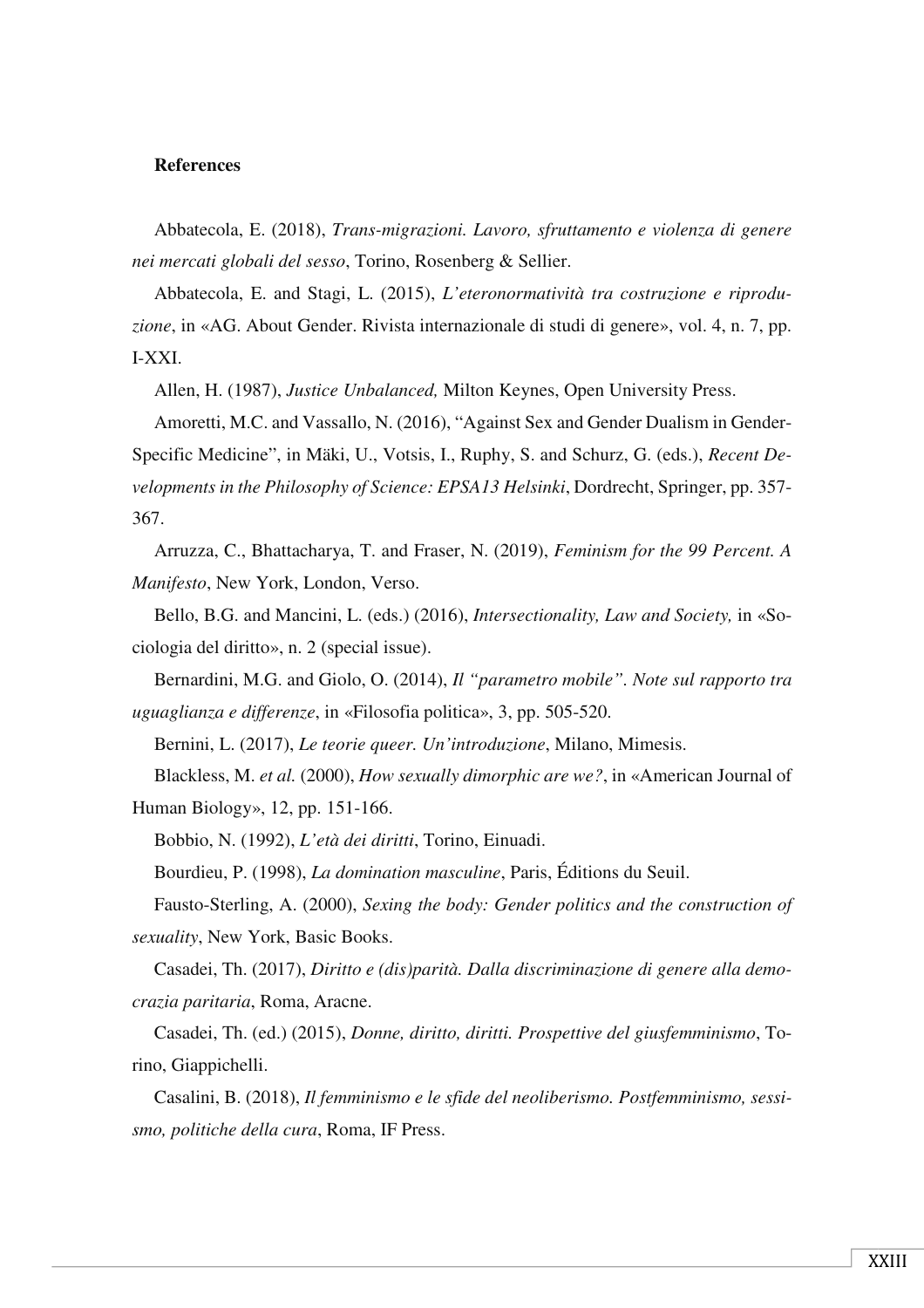**References**

Abbatecola, E. (2018), *Trans-migrazioni. Lavoro, sfruttamento e violenza di genere nei mercati globali del sesso*, Torino, Rosenberg & Sellier.

Abbatecola, E. and Stagi, L. (2015), *L'eteronormatività tra costruzione e riproduzione*, in «AG. About Gender. Rivista internazionale di studi di genere», vol. 4, n. 7, pp. I-XXI.

Allen, H. (1987), *Justice Unbalanced,* Milton Keynes, Open University Press.

Amoretti, M.C. and Vassallo, N. (2016), "Against Sex and Gender Dualism in Gender-Specific Medicine", in Mäki, U., Votsis, I., Ruphy, S. and Schurz, G. (eds.), *Recent Developments in the Philosophy of Science: EPSA13 Helsinki*, Dordrecht, Springer, pp. 357-367.

Arruzza, C., Bhattacharya, T. and Fraser, N. (2019), *Feminism for the 99 Percent. A Manifesto*, New York, London, Verso.

Bello, B.G. and Mancini, L. (eds.) (2016), *Intersectionality, Law and Society,* in «Sociologia del diritto», n. 2 (special issue).

Bernardini, M.G. and Giolo, O. (2014), *Il "parametro mobile". Note sul rapporto tra uguaglianza e differenze*, in «Filosofia politica», 3, pp. 505-520.

Bernini, L. (2017), *Le teorie queer. Un'introduzione*, Milano, Mimesis.

Blackless, M. *et al.* (2000), *How sexually dimorphic are we?*, in «American Journal of Human Biology», 12, pp. 151-166.

Bobbio, N. (1992), *L'età dei diritti*, Torino, Einuadi.

Bourdieu, P. (1998), *La domination masculine*, Paris, Éditions du Seuil.

Fausto-Sterling, A. (2000), *Sexing the body: Gender politics and the construction of sexuality*, New York, Basic Books.

Casadei, Th. (2017), *Diritto e (dis)parità. Dalla discriminazione di genere alla democrazia paritaria*, Roma, Aracne.

Casadei, Th. (ed.) (2015), *Donne, diritto, diritti. Prospettive del giusfemminismo*, Torino, Giappichelli.

Casalini, B. (2018), *Il femminismo e le sfide del neoliberismo. Postfemminismo, sessismo, politiche della cura*, Roma, IF Press.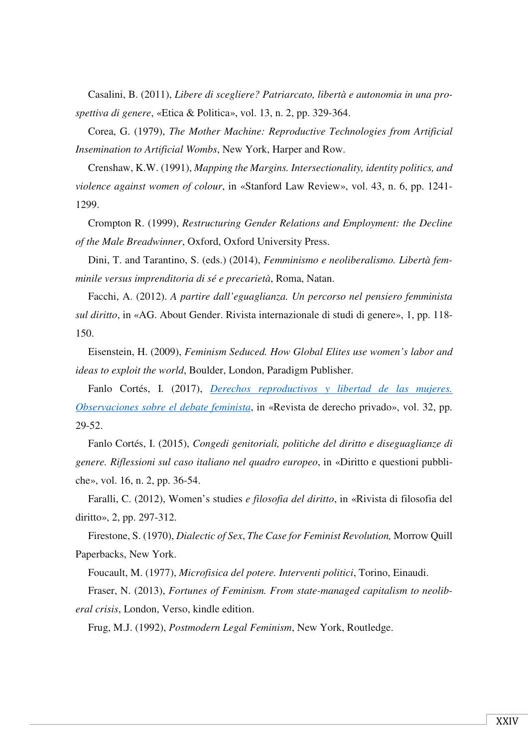Casalini, B. (2011), *Libere di scegliere? Patriarcato, libertà e autonomia in una prospettiva di genere*, «Etica & Politica», vol. 13, n. 2, pp. 329-364.

Corea, G. (1979), *The Mother Machine: Reproductive Technologies from Artificial Insemination to Artificial Wombs*, New York, Harper and Row.

Crenshaw, K.W. (1991), *Mapping the Margins. Intersectionality, identity politics, and violence against women of colour*, in «Stanford Law Review», vol. 43, n. 6, pp. 1241-1299.

Crompton R. (1999), *Restructuring Gender Relations and Employment: the Decline of the Male Breadwinner*, Oxford, Oxford University Press.

Dini, T. and Tarantino, S. (eds.) (2014), *Femminismo e neoliberalismo. Libertà femminile versus imprenditoria di sé e precarietà*, Roma, Natan.

Facchi, A. (2012). *A partire dall'eguaglianza. Un percorso nel pensiero femminista sul diritto*, in «AG. About Gender. Rivista internazionale di studi di genere», 1, pp. 118-150.

Eisenstein, H. (2009), *Feminism Seduced. How Global Elites use women's labor and ideas to exploit the world*, Boulder, London, Paradigm Publisher.

Fanlo Cortés, I. (2017), *Derechos reproductivos y libertad de las mujeres. Observaciones sobre el debate feminista*, in «Revista de derecho privado», vol. 32, pp. 29-52.

Fanlo Cortés, I. (2015), *Congedi genitoriali, politiche del diritto e diseguaglianze di genere. Riflessioni sul caso italiano nel quadro europeo*, in «Diritto e questioni pubbliche», vol. 16, n. 2, pp. 36-54.

Faralli, C. (2012), Women's studies *e filosofia del diritto*, in «Rivista di filosofia del diritto», 2, pp. 297-312.

Firestone, S. (1970), *Dialectic of Sex*, *The Case for Feminist Revolution,* Morrow Quill Paperbacks, New York.

Foucault, M. (1977), *Microfisica del potere. Interventi politici*, Torino, Einaudi.

Fraser, N. (2013), *Fortunes of Feminism. From state-managed capitalism to neoliberal crisis*, London, Verso, kindle edition.

Frug, M.J. (1992), *Postmodern Legal Feminism*, New York, Routledge.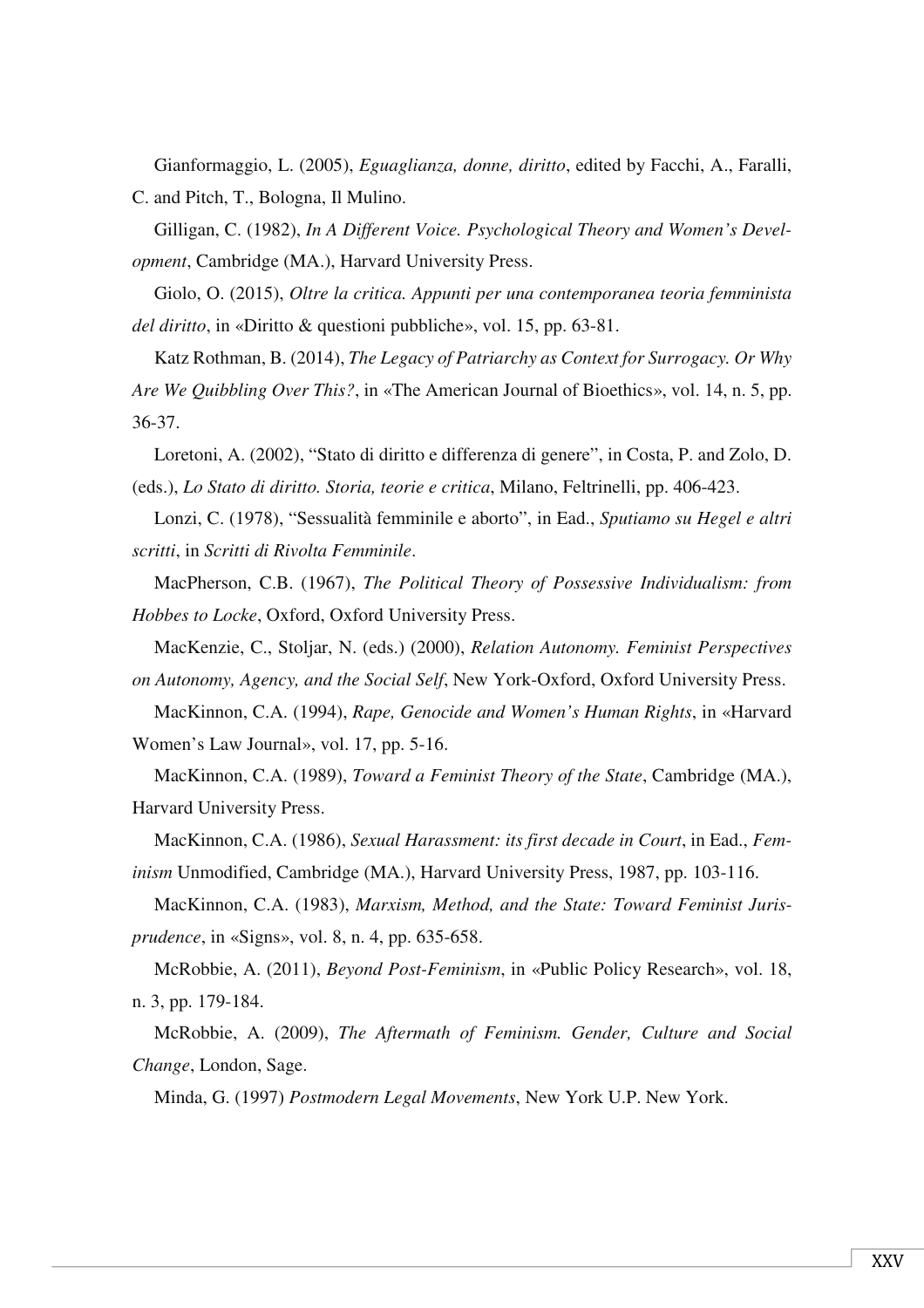Gianformaggio, L. (2005), *Eguaglianza, donne, diritto*, edited by Facchi, A., Faralli, C. and Pitch, T., Bologna, Il Mulino.

Gilligan, C. (1982), *In A Different Voice. Psychological Theory and Women's Development*, Cambridge (MA.), Harvard University Press.

Giolo, O. (2015), *Oltre la critica. Appunti per una contemporanea teoria femminista del diritto*, in «Diritto & questioni pubbliche», vol. 15, pp. 63-81.

Katz Rothman, B. (2014), *The Legacy of Patriarchy as Context for Surrogacy. Or Why Are We Quibbling Over This?*, in «The American Journal of Bioethics», vol. 14, n. 5, pp. 36-37.

Loretoni, A. (2002), "Stato di diritto e differenza di genere", in Costa, P. and Zolo, D. (eds.), *Lo Stato di diritto. Storia, teorie e critica*, Milano, Feltrinelli, pp. 406-423.

Lonzi, C. (1978), "Sessualità femminile e aborto", in Ead., *Sputiamo su Hegel e altri scritti*, in *Scritti di Rivolta Femminile*.

MacPherson, C.B. (1967), *The Political Theory of Possessive Individualism: from Hobbes to Locke*, Oxford, Oxford University Press.

MacKenzie, C., Stoljar, N. (eds.) (2000), *Relation Autonomy. Feminist Perspectives on Autonomy, Agency, and the Social Self*, New York-Oxford, Oxford University Press.

MacKinnon, C.A. (1994), *Rape, Genocide and Women's Human Rights*, in «Harvard Women's Law Journal», vol. 17, pp. 5-16.

MacKinnon, C.A. (1989), *Toward a Feminist Theory of the State*, Cambridge (MA.), Harvard University Press.

MacKinnon, C.A. (1986), *Sexual Harassment: its first decade in Court*, in Ead., *Feminism* Unmodified, Cambridge (MA.), Harvard University Press, 1987, pp. 103-116.

MacKinnon, C.A. (1983), *Marxism, Method, and the State: Toward Feminist Jurisprudence*, in «Signs», vol. 8, n. 4, pp. 635-658.

McRobbie, A. (2011), *Beyond Post-Feminism*, in «Public Policy Research», vol. 18, n. 3, pp. 179-184.

McRobbie, A. (2009), *The Aftermath of Feminism. Gender, Culture and Social Change*, London, Sage.

Minda, G. (1997) *Postmodern Legal Movements*, New York U.P. New York.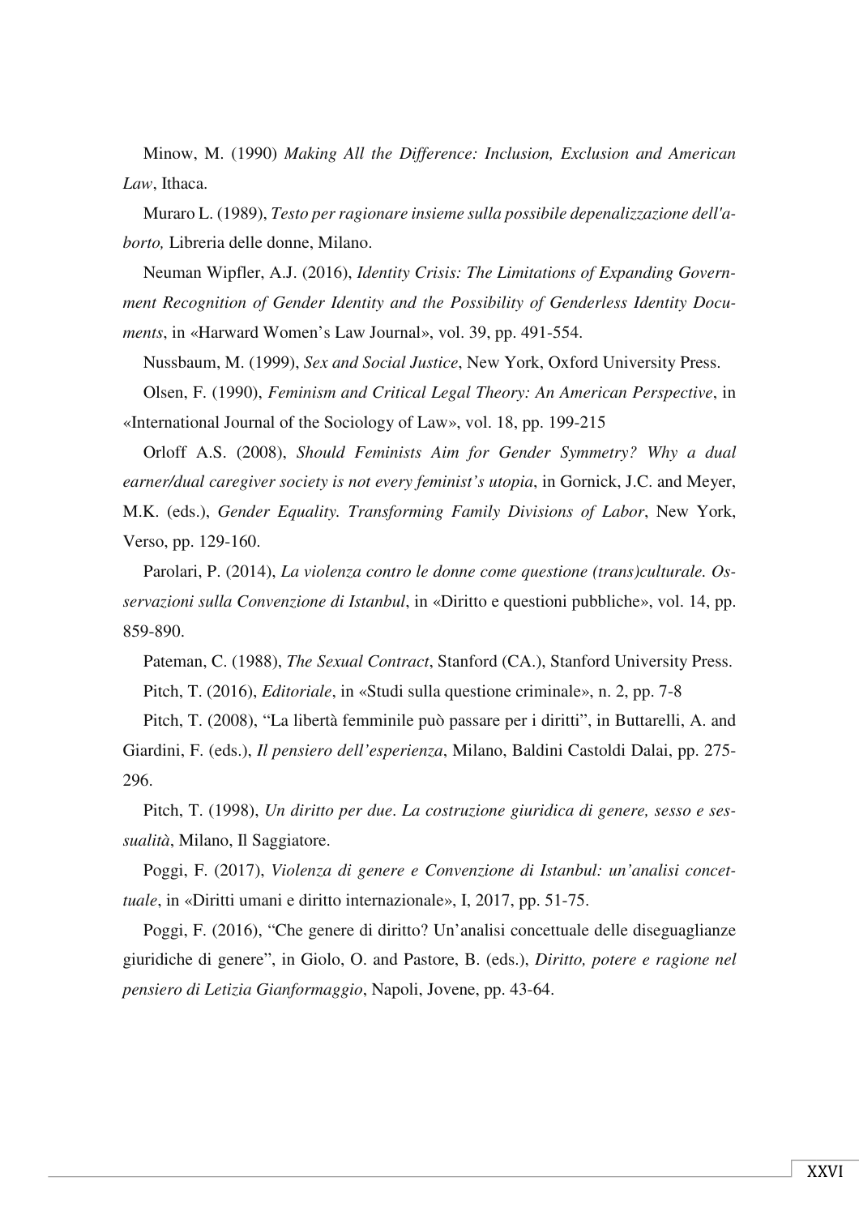Minow, M. (1990) *Making All the Difference: Inclusion, Exclusion and American Law*, Ithaca.

Muraro L. (1989), *Testo per ragionare insieme sulla possibile depenalizzazione dell'aborto,* Libreria delle donne, Milano.

Neuman Wipfler, A.J. (2016), *Identity Crisis: The Limitations of Expanding Government Recognition of Gender Identity and the Possibility of Genderless Identity Documents*, in «Harward Women's Law Journal», vol. 39, pp. 491-554.

Nussbaum, M. (1999), *Sex and Social Justice*, New York, Oxford University Press.

Olsen, F. (1990), *Feminism and Critical Legal Theory: An American Perspective*, in «International Journal of the Sociology of Law», vol. 18, pp. 199-215

Orloff A.S. (2008), *Should Feminists Aim for Gender Symmetry? Why a dual earner/dual caregiver society is not every feminist's utopia*, in Gornick, J.C. and Meyer, M.K. (eds.), *Gender Equality. Transforming Family Divisions of Labor*, New York, Verso, pp. 129-160.

Parolari, P. (2014), *La violenza contro le donne come questione (trans)culturale. Osservazioni sulla Convenzione di Istanbul*, in «Diritto e questioni pubbliche», vol. 14, pp. 859-890.

Pateman, C. (1988), *The Sexual Contract*, Stanford (CA.), Stanford University Press.

Pitch, T. (2016), *Editoriale*, in «Studi sulla questione criminale», n. 2, pp. 7-8

Pitch, T. (2008), "La libertà femminile può passare per i diritti", in Buttarelli, A. and Giardini, F. (eds.), *Il pensiero dell'esperienza*, Milano, Baldini Castoldi Dalai, pp. 275-296.

Pitch, T. (1998), *Un diritto per due*. *La costruzione giuridica di genere, sesso e sessualità*, Milano, Il Saggiatore.

Poggi, F. (2017), *Violenza di genere e Convenzione di Istanbul: un'analisi concettuale*, in «Diritti umani e diritto internazionale», I, 2017, pp. 51-75.

Poggi, F. (2016), "Che genere di diritto? Un'analisi concettuale delle diseguaglianze giuridiche di genere", in Giolo, O. and Pastore, B. (eds.), *Diritto, potere e ragione nel pensiero di Letizia Gianformaggio*, Napoli, Jovene, pp. 43-64.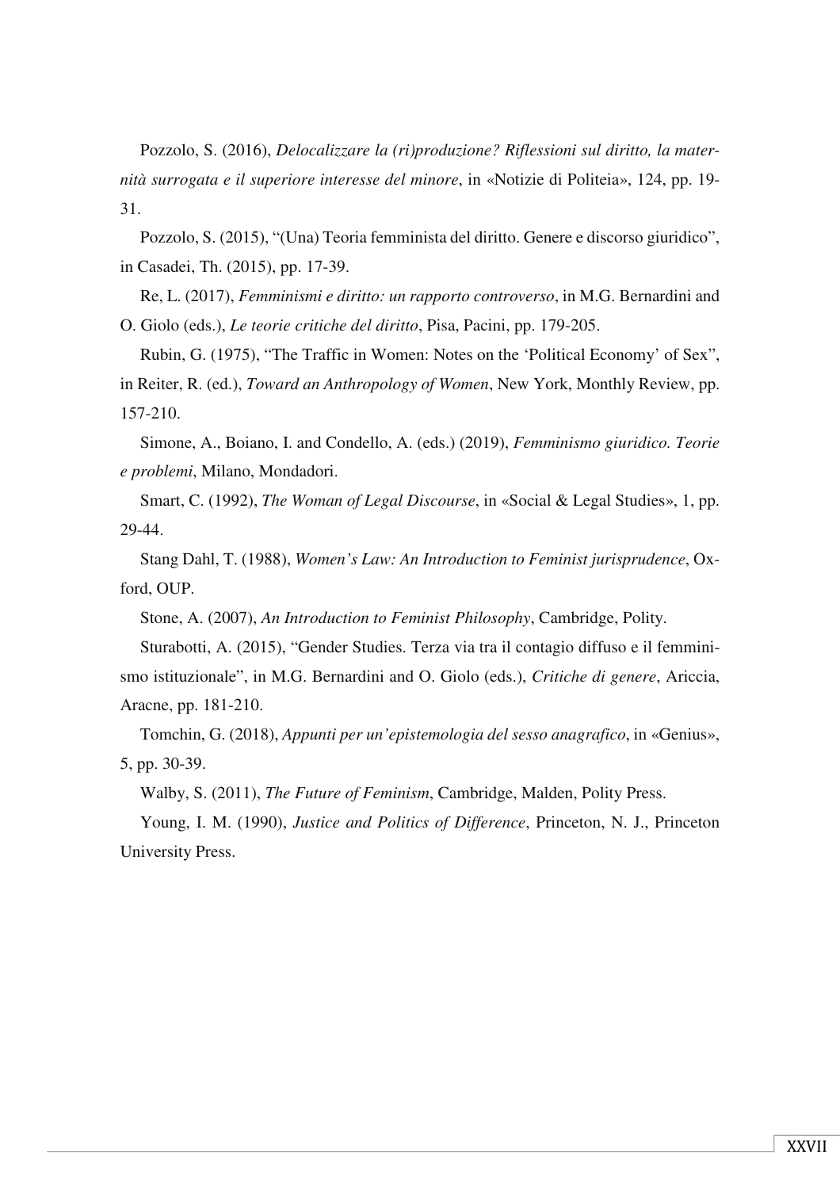Pozzolo, S. (2016), *Delocalizzare la (ri)produzione? Riflessioni sul diritto, la maternità surrogata e il superiore interesse del minore*, in «Notizie di Politeia», 124, pp. 19-31.

Pozzolo, S. (2015), "(Una) Teoria femminista del diritto. Genere e discorso giuridico", in Casadei, Th. (2015), pp. 17-39.

Re, L. (2017), *Femminismi e diritto: un rapporto controverso*, in M.G. Bernardini and O. Giolo (eds.), *Le teorie critiche del diritto*, Pisa, Pacini, pp. 179-205.

Rubin, G. (1975), "The Traffic in Women: Notes on the 'Political Economy' of Sex", in Reiter, R. (ed.), *Toward an Anthropology of Women*, New York, Monthly Review, pp. 157-210.

Simone, A., Boiano, I. and Condello, A. (eds.) (2019), *Femminismo giuridico. Teorie e problemi*, Milano, Mondadori.

Smart, C. (1992), *The Woman of Legal Discourse*, in «Social & Legal Studies», 1, pp. 29-44.

Stang Dahl, T. (1988), *Women's Law: An Introduction to Feminist jurisprudence*, Oxford, OUP.

Stone, A. (2007), *An Introduction to Feminist Philosophy*, Cambridge, Polity.

Sturabotti, A. (2015), "Gender Studies. Terza via tra il contagio diffuso e il femminismo istituzionale", in M.G. Bernardini and O. Giolo (eds.), *Critiche di genere*, Ariccia, Aracne, pp. 181-210.

Tomchin, G. (2018), *Appunti per un'epistemologia del sesso anagrafico*, in «Genius», 5, pp. 30-39.

Walby, S. (2011), *The Future of Feminism*, Cambridge, Malden, Polity Press.

Young, I. M. (1990), *Justice and Politics of Difference*, Princeton, N. J., Princeton University Press.